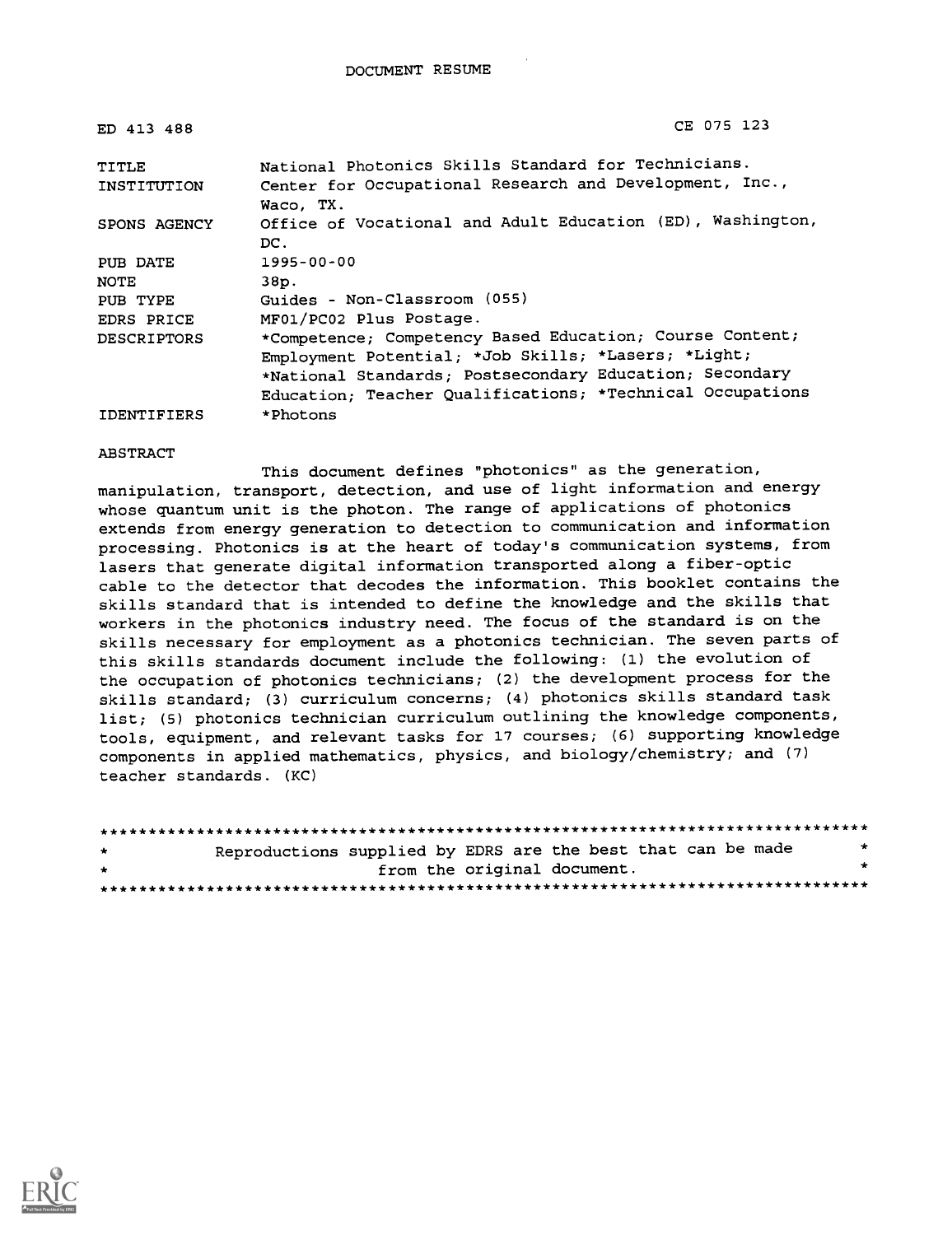# DOCUMENT RESUME

| | |
|---|---|
| ED 413 488 | CE 075 123 |
| TITLE | National Photonics Skills Standard for Technicians. |
| INSTITUTION | Center for Occupational Research and Development, Inc., Waco, TX. |
| SPONS AGENCY | Office of Vocational and Adult Education (ED), Washington, DC. |
| PUB DATE | 1995-00-00 |
| NOTE | 38p. |
| PUB TYPE | Guides - Non-Classroom (055) |
| EDRS PRICE | MF01/PC02 Plus Postage. |
| DESCRIPTORS | *Competence; Competency Based Education; Course Content; Employment Potential; *Job Skills; *Lasers; *Light; *National Standards; Postsecondary Education; Secondary Education; Teacher Qualifications; *Technical Occupations |
| IDENTIFIERS | *Photons |

## ABSTRACT

This document defines "photonics" as the generation, manipulation, transport, detection, and use of light information and energy whose quantum unit is the photon. The range of applications of photonics extends from energy generation to detection to communication and information processing. Photonics is at the heart of today's communication systems, from lasers that generate digital information transported along a fiber-optic cable to the detector that decodes the information. This booklet contains the skills standard that is intended to define the knowledge and the skills that workers in the photonics industry need. The focus of the standard is on the skills necessary for employment as a photonics technician. The seven parts of this skills standards document include the following: (1) the evolution of the occupation of photonics technicians; (2) the development process for the skills standard; (3) curriculum concerns; (4) photonics skills standard task list; (5) photonics technician curriculum outlining the knowledge components, tools, equipment, and relevant tasks for 17 courses; (6) supporting knowledge components in applied mathematics, physics, and biology/chemistry; and (7) teacher standards. (KC)

********************************************************************************
* Reproductions supplied by EDRS are the best that can be made *
* from the original document. *
********************************************************************************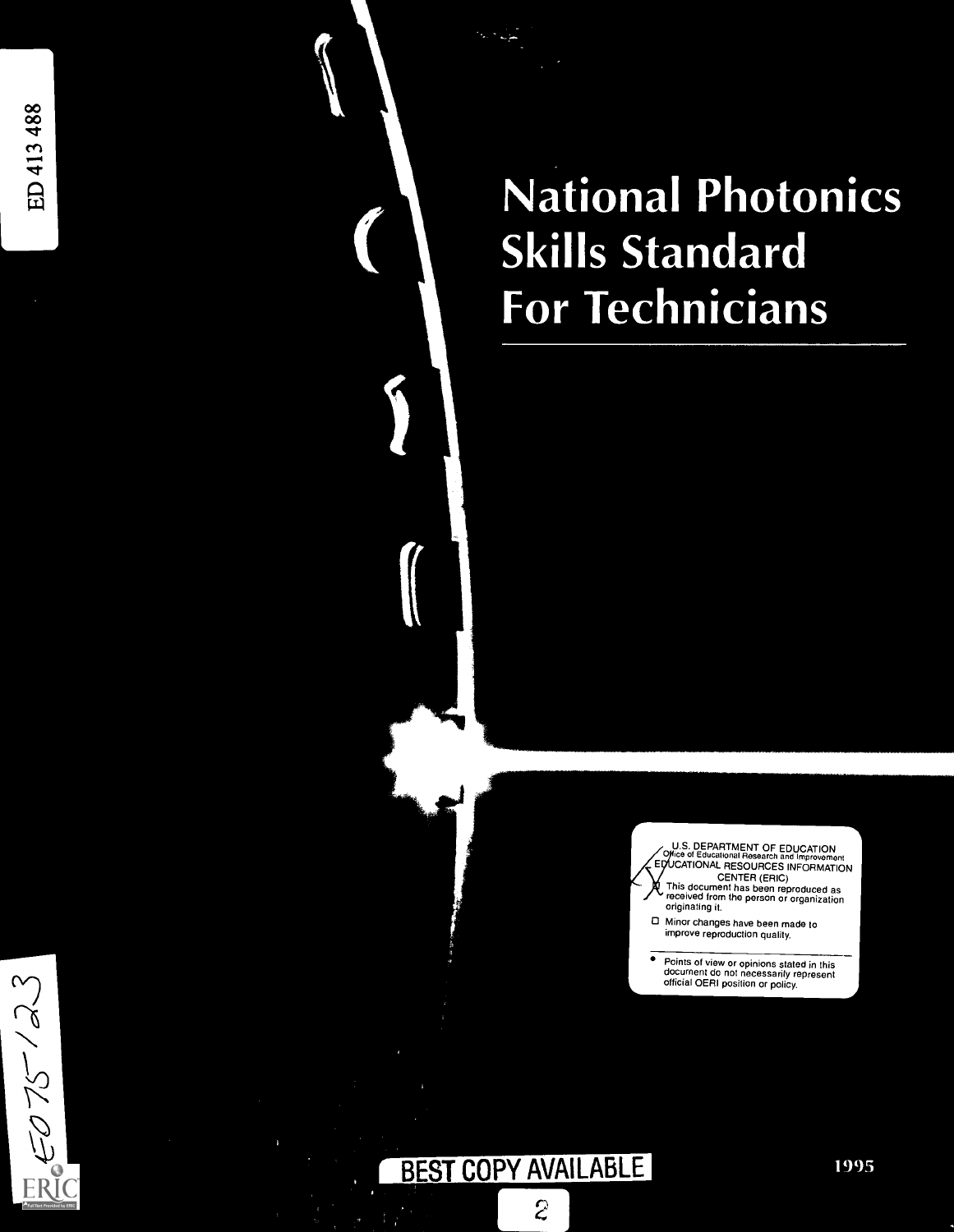ED 413 488

# National Photonics Skills Standard For Technicians

U.S. DEPARTMENT OF EDUCATION
Office of Educational Research and Improvement
EDUCATIONAL RESOURCES INFORMATION CENTER (ERIC)

- [x] This document has been reproduced as received from the person or organization originating it.
- [ ] Minor changes have been made to improve reproduction quality.

- Points of view or opinions stated in this document do not necessarily represent official OERI position or policy.

CE075123

BEST COPY AVAILABLE

1995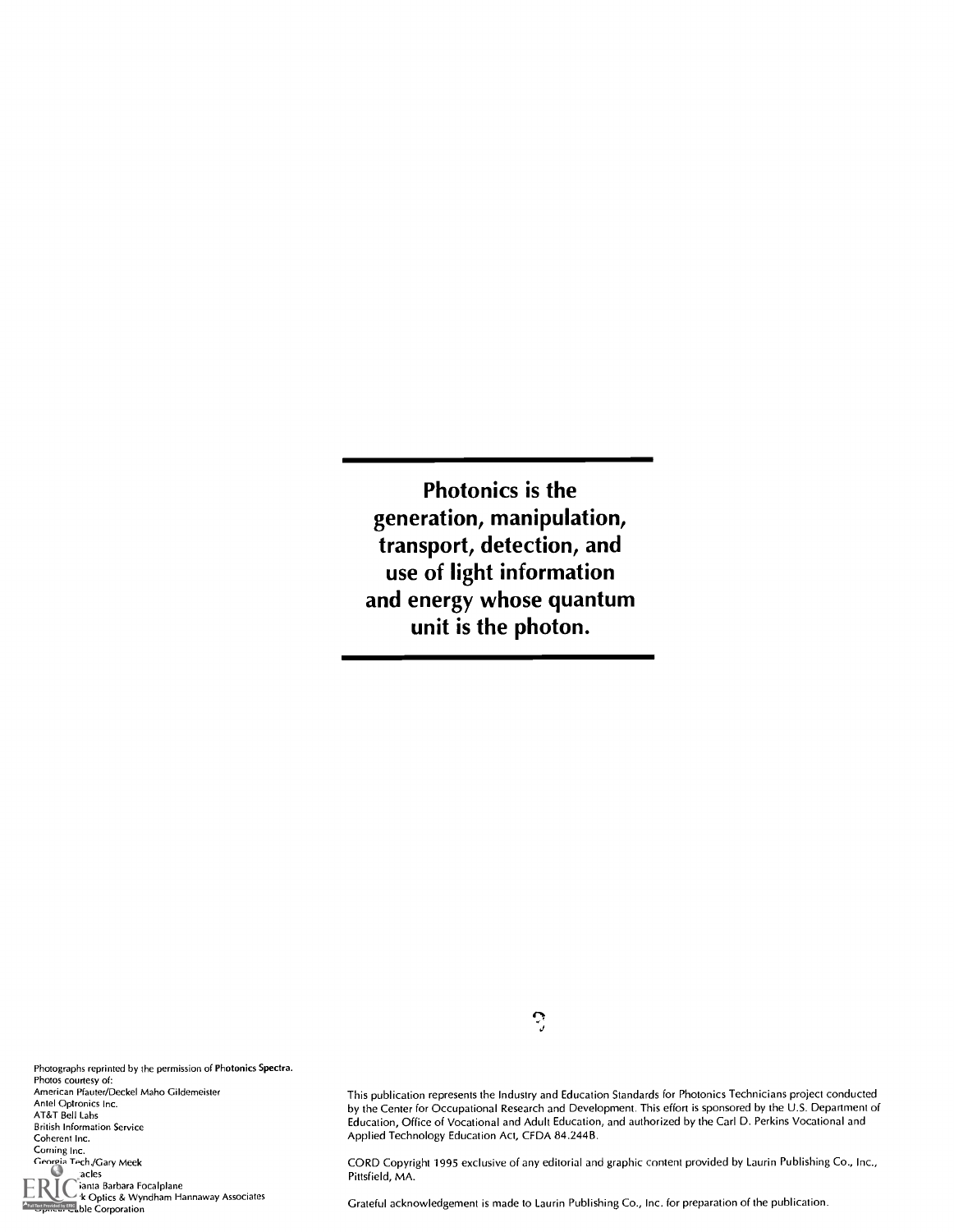**Photonics is the generation, manipulation, transport, detection, and use of light information and energy whose quantum unit is the photon.**

Photographs reprinted by the permission of **Photonics Spectra**.
Photos courtesy of:
American Pfauter/Deckel Maho Gildemeister
Antel Optronics Inc.
AT&T Bell Labs
British Information Service
Coherent Inc.
Corning Inc.
Georgia Tech./Gary Meek
acles
Santa Barbara Focalplane
k Optics & Wyndham Hannaway Associates
Optical Cable Corporation

This publication represents the Industry and Education Standards for Photonics Technicians project conducted by the Center for Occupational Research and Development. This effort is sponsored by the U.S. Department of Education, Office of Vocational and Adult Education, and authorized by the Carl D. Perkins Vocational and Applied Technology Education Act, CFDA 84.244B.

CORD Copyright 1995 exclusive of any editorial and graphic content provided by Laurin Publishing Co., Inc., Pittsfield, MA.

Grateful acknowledgement is made to Laurin Publishing Co., Inc. for preparation of the publication.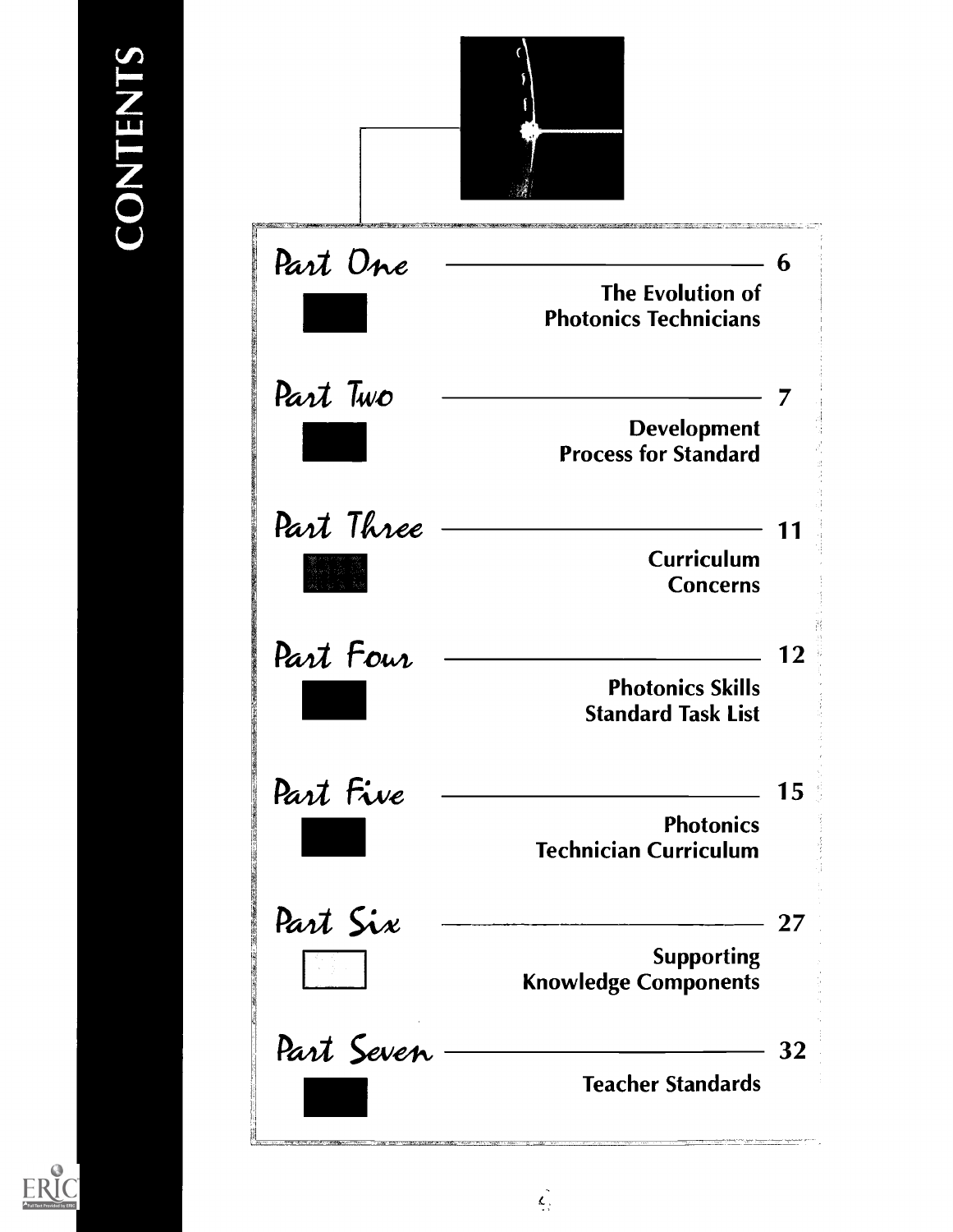# CONTENTS

| | | |
|---|---|---|
| Part One | The Evolution of Photonics Technicians | 6 |
| Part Two | Development Process for Standard | 7 |
| Part Three | Curriculum Concerns | 11 |
| Part Four | Photonics Skills Standard Task List | 12 |
| Part Five | Photonics Technician Curriculum | 15 |
| Part Six | Supporting Knowledge Components | 27 |
| Part Seven | Teacher Standards | 32 |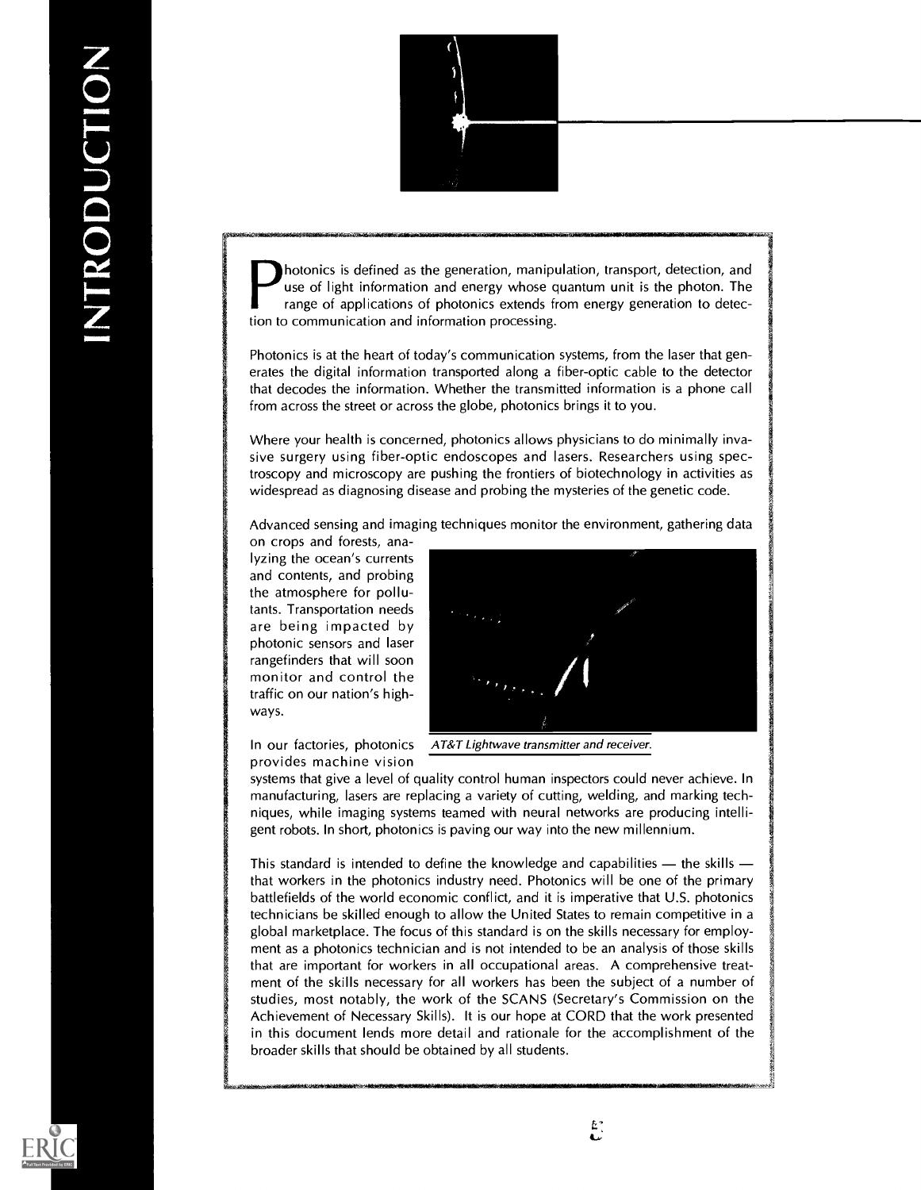# INTRODUCTION

Photonics is defined as the generation, manipulation, transport, detection, and use of light information and energy whose quantum unit is the photon. The range of applications of photonics extends from energy generation to detection to communication and information processing.

Photonics is at the heart of today's communication systems, from the laser that generates the digital information transported along a fiber-optic cable to the detector that decodes the information. Whether the transmitted information is a phone call from across the street or across the globe, photonics brings it to you.

Where your health is concerned, photonics allows physicians to do minimally invasive surgery using fiber-optic endoscopes and lasers. Researchers using spectroscopy and microscopy are pushing the frontiers of biotechnology in activities as widespread as diagnosing disease and probing the mysteries of the genetic code.

Advanced sensing and imaging techniques monitor the environment, gathering data on crops and forests, analyzing the ocean's currents and contents, and probing the atmosphere for pollutants. Transportation needs are being impacted by photonic sensors and laser rangefinders that will soon monitor and control the traffic on our nation's highways.

*AT&T Lightwave transmitter and receiver.*

In our factories, photonics provides machine vision systems that give a level of quality control human inspectors could never achieve. In manufacturing, lasers are replacing a variety of cutting, welding, and marking techniques, while imaging systems teamed with neural networks are producing intelligent robots. In short, photonics is paving our way into the new millennium.

This standard is intended to define the knowledge and capabilities — the skills — that workers in the photonics industry need. Photonics will be one of the primary battlefields of the world economic conflict, and it is imperative that U.S. photonics technicians be skilled enough to allow the United States to remain competitive in a global marketplace. The focus of this standard is on the skills necessary for employment as a photonics technician and is not intended to be an analysis of those skills that are important for workers in all occupational areas. A comprehensive treatment of the skills necessary for all workers has been the subject of a number of studies, most notably, the work of the SCANS (Secretary's Commission on the Achievement of Necessary Skills). It is our hope at CORD that the work presented in this document lends more detail and rationale for the accomplishment of the broader skills that should be obtained by all students.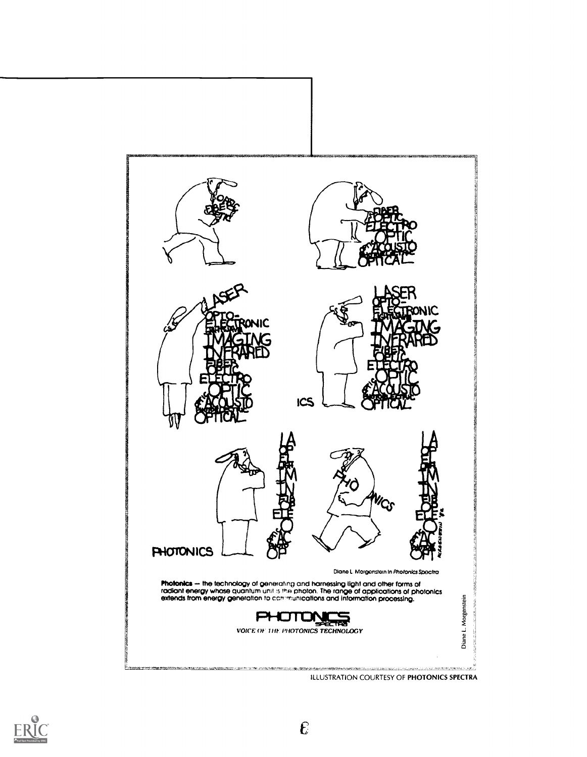Diane L. Morgenstein in *Photonics Spectra*

**Photonics** — the technology of generating and harnessing light and other forms of radiant energy whose quantum unit is the photon. The range of applications of photonics extends from energy generation to communications and information processing.

PHOTONICS SPECTRA

*VOICE OF THE PHOTONICS TECHNOLOGY*

Diane L. Morgenstein

ILLUSTRATION COURTESY OF **PHOTONICS SPECTRA**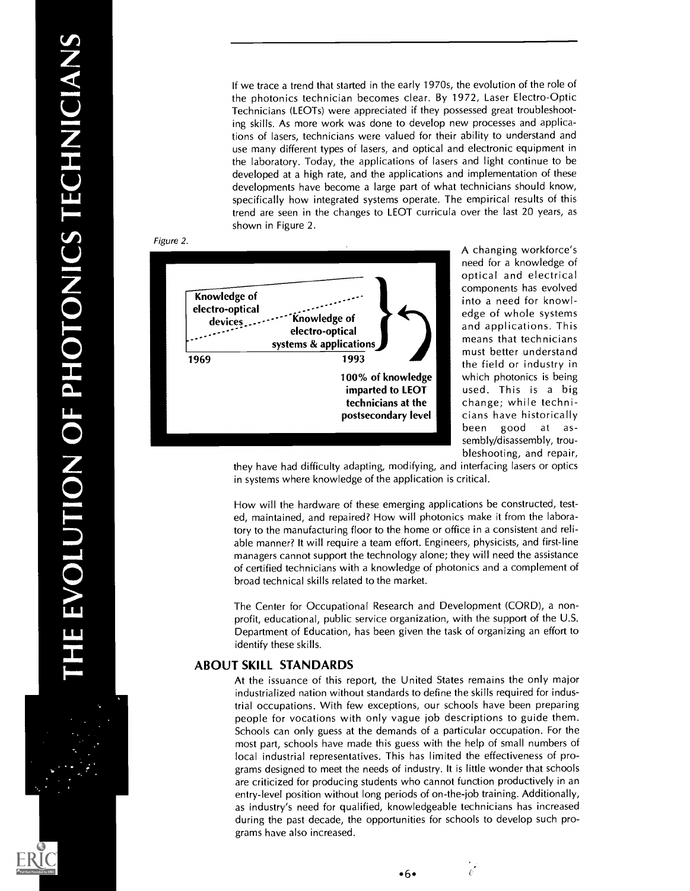If we trace a trend that started in the early 1970s, the evolution of the role of the photonics technician becomes clear. By 1972, Laser Electro-Optic Technicians (LEOTs) were appreciated if they possessed great troubleshooting skills. As more work was done to develop new processes and applications of lasers, technicians were valued for their ability to understand and use many different types of lasers, and optical and electronic equipment in the laboratory. Today, the applications of lasers and light continue to be developed at a high rate, and the applications and implementation of these developments have become a large part of what technicians should know, specifically how integrated systems operate. The empirical results of this trend are seen in the changes to LEOT curricula over the last 20 years, as shown in Figure 2.

*Figure 2.*

**Knowledge of electro-optical devices**

**Knowledge of electro-optical systems & applications**

**1969** — **1993**

**100% of knowledge imparted to LEOT technicians at the postsecondary level**

A changing workforce's need for a knowledge of optical and electrical components has evolved into a need for knowledge of whole systems and applications. This means that technicians must better understand the field or industry in which photonics is being used. This is a big change; while technicians have historically been good at assembly/disassembly, troubleshooting, and repair, they have had difficulty adapting, modifying, and interfacing lasers or optics in systems where knowledge of the application is critical.

How will the hardware of these emerging applications be constructed, tested, maintained, and repaired? How will photonics make it from the laboratory to the manufacturing floor to the home or office in a consistent and reliable manner? It will require a team effort. Engineers, physicists, and first-line managers cannot support the technology alone; they will need the assistance of certified technicians with a knowledge of photonics and a complement of broad technical skills related to the market.

The Center for Occupational Research and Development (CORD), a nonprofit, educational, public service organization, with the support of the U.S. Department of Education, has been given the task of organizing an effort to identify these skills.

## ABOUT SKILL STANDARDS

At the issuance of this report, the United States remains the only major industrialized nation without standards to define the skills required for industrial occupations. With few exceptions, our schools have been preparing people for vocations with only vague job descriptions to guide them. Schools can only guess at the demands of a particular occupation. For the most part, schools have made this guess with the help of small numbers of local industrial representatives. This has limited the effectiveness of programs designed to meet the needs of industry. It is little wonder that schools are criticized for producing students who cannot function productively in an entry-level position without long periods of on-the-job training. Additionally, as industry's need for qualified, knowledgeable technicians has increased during the past decade, the opportunities for schools to develop such programs have also increased.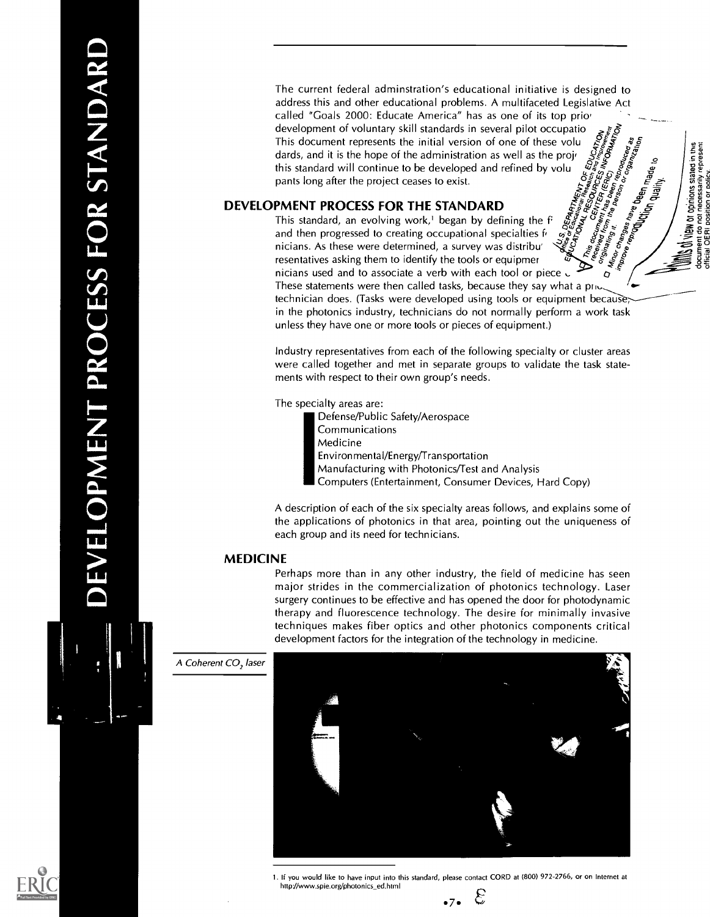The current federal adminstration's educational initiative is designed to address this and other educational problems. A multifaceted Legislative Act called "Goals 2000: Educate America" has as one of its top prio development of voluntary skill standards in several pilot occupatio This document represents the initial version of one of these volu dards, and it is the hope of the administration as well as the proj this standard will continue to be developed and refined by volu pants long after the project ceases to exist.

## DEVELOPMENT PROCESS FOR THE STANDARD

This standard, an evolving work,[1] began by defining the f and then progressed to creating occupational specialties f nicians. As these were determined, a survey was distribu resentatives asking them to identify the tools or equipmer nicians used and to associate a verb with each tool or piece These statements were then called tasks, because they say what a pr technician does. (Tasks were developed using tools or equipment because, in the photonics industry, technicians do not normally perform a work task unless they have one or more tools or pieces of equipment.)

Industry representatives from each of the following specialty or cluster areas were called together and met in separate groups to validate the task statements with respect to their own group's needs.

The specialty areas are:

- Defense/Public Safety/Aerospace
- Communications
- Medicine
- Environmental/Energy/Transportation
- Manufacturing with Photonics/Test and Analysis
- Computers (Entertainment, Consumer Devices, Hard Copy)

A description of each of the six specialty areas follows, and explains some of the applications of photonics in that area, pointing out the uniqueness of each group and its need for technicians.

## MEDICINE

Perhaps more than in any other industry, the field of medicine has seen major strides in the commercialization of photonics technology. Laser surgery continues to be effective and has opened the door for photodynamic therapy and fluorescence technology. The desire for minimally invasive techniques makes fiber optics and other photonics components critical development factors for the integration of the technology in medicine.

*A Coherent $CO_2$ laser*

1. If you would like to have input into this standard, please contact CORD at (800) 972-2766, or on Internet at http://www.spie.org/photonics_ed.html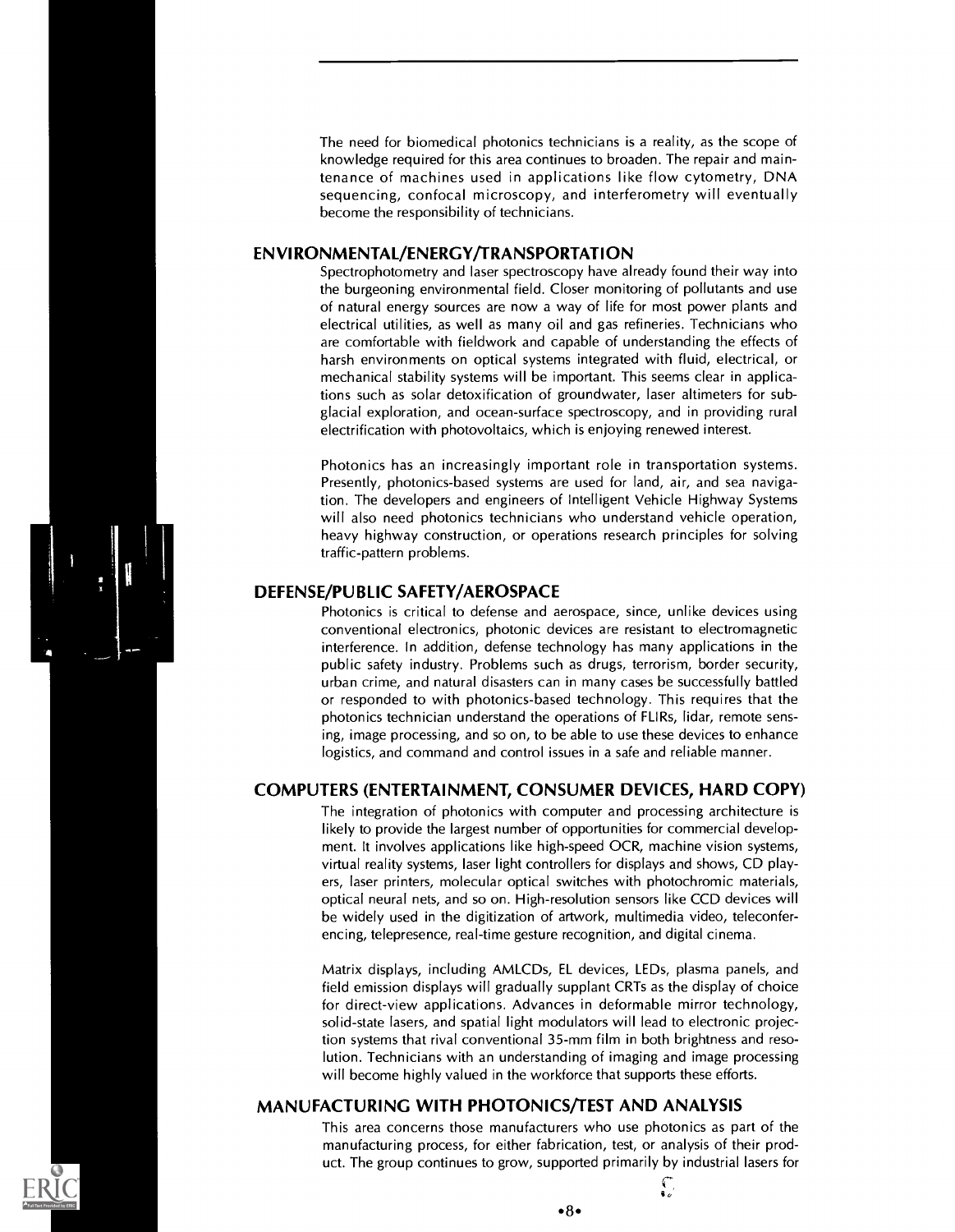The need for biomedical photonics technicians is a reality, as the scope of knowledge required for this area continues to broaden. The repair and maintenance of machines used in applications like flow cytometry, DNA sequencing, confocal microscopy, and interferometry will eventually become the responsibility of technicians.

## ENVIRONMENTAL/ENERGY/TRANSPORTATION

Spectrophotometry and laser spectroscopy have already found their way into the burgeoning environmental field. Closer monitoring of pollutants and use of natural energy sources are now a way of life for most power plants and electrical utilities, as well as many oil and gas refineries. Technicians who are comfortable with fieldwork and capable of understanding the effects of harsh environments on optical systems integrated with fluid, electrical, or mechanical stability systems will be important. This seems clear in applications such as solar detoxification of groundwater, laser altimeters for subglacial exploration, and ocean-surface spectroscopy, and in providing rural electrification with photovoltaics, which is enjoying renewed interest.

Photonics has an increasingly important role in transportation systems. Presently, photonics-based systems are used for land, air, and sea navigation. The developers and engineers of Intelligent Vehicle Highway Systems will also need photonics technicians who understand vehicle operation, heavy highway construction, or operations research principles for solving traffic-pattern problems.

## DEFENSE/PUBLIC SAFETY/AEROSPACE

Photonics is critical to defense and aerospace, since, unlike devices using conventional electronics, photonic devices are resistant to electromagnetic interference. In addition, defense technology has many applications in the public safety industry. Problems such as drugs, terrorism, border security, urban crime, and natural disasters can in many cases be successfully battled or responded to with photonics-based technology. This requires that the photonics technician understand the operations of FLIRs, lidar, remote sensing, image processing, and so on, to be able to use these devices to enhance logistics, and command and control issues in a safe and reliable manner.

## COMPUTERS (ENTERTAINMENT, CONSUMER DEVICES, HARD COPY)

The integration of photonics with computer and processing architecture is likely to provide the largest number of opportunities for commercial development. It involves applications like high-speed OCR, machine vision systems, virtual reality systems, laser light controllers for displays and shows, CD players, laser printers, molecular optical switches with photochromic materials, optical neural nets, and so on. High-resolution sensors like CCD devices will be widely used in the digitization of artwork, multimedia video, teleconferencing, telepresence, real-time gesture recognition, and digital cinema.

Matrix displays, including AMLCDs, EL devices, LEDs, plasma panels, and field emission displays will gradually supplant CRTs as the display of choice for direct-view applications. Advances in deformable mirror technology, solid-state lasers, and spatial light modulators will lead to electronic projection systems that rival conventional 35-mm film in both brightness and resolution. Technicians with an understanding of imaging and image processing will become highly valued in the workforce that supports these efforts.

## MANUFACTURING WITH PHOTONICS/TEST AND ANALYSIS

This area concerns those manufacturers who use photonics as part of the manufacturing process, for either fabrication, test, or analysis of their product. The group continues to grow, supported primarily by industrial lasers for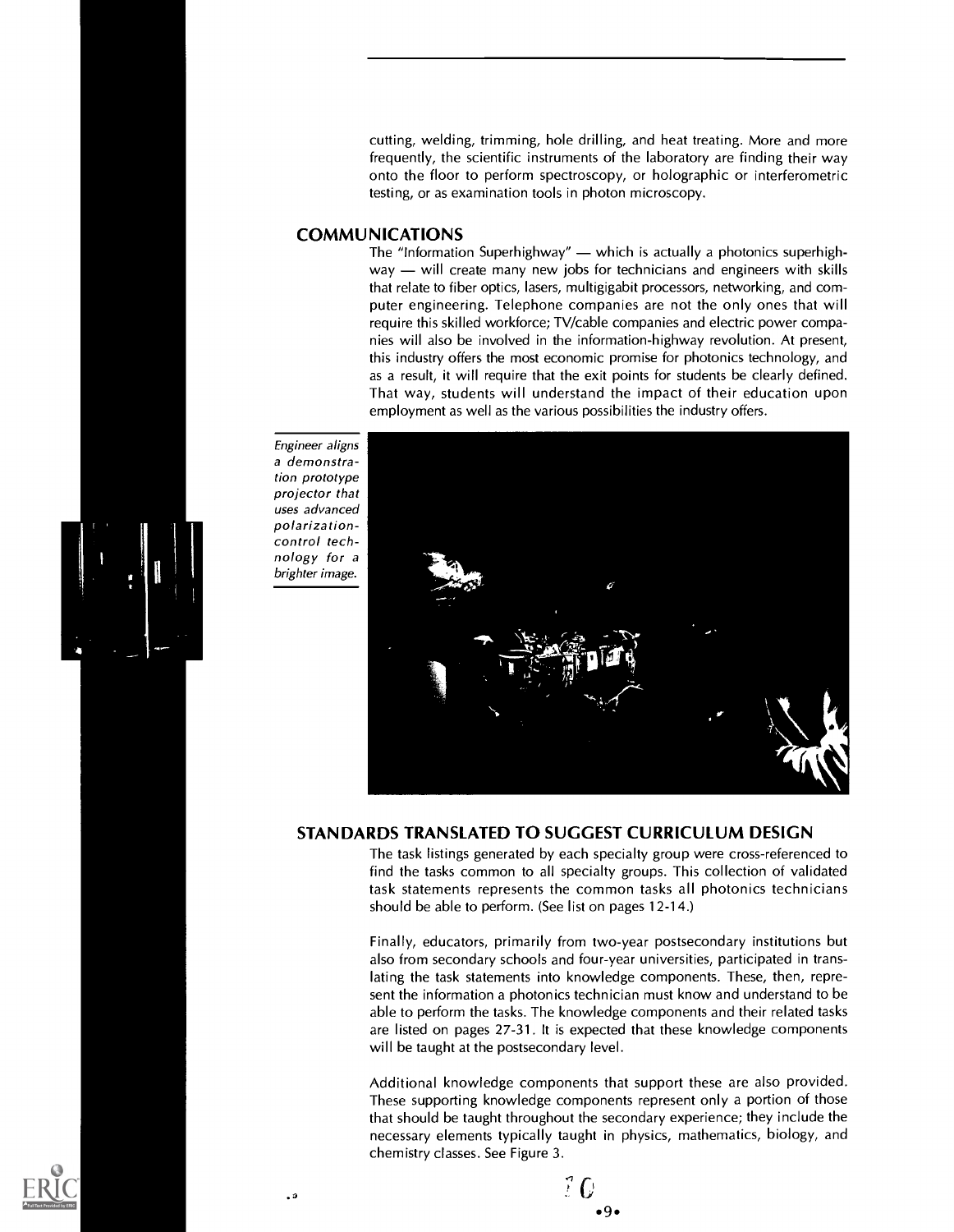cutting, welding, trimming, hole drilling, and heat treating. More and more frequently, the scientific instruments of the laboratory are finding their way onto the floor to perform spectroscopy, or holographic or interferometric testing, or as examination tools in photon microscopy.

## COMMUNICATIONS

The "Information Superhighway" — which is actually a photonics superhighway — will create many new jobs for technicians and engineers with skills that relate to fiber optics, lasers, multigigabit processors, networking, and computer engineering. Telephone companies are not the only ones that will require this skilled workforce; TV/cable companies and electric power companies will also be involved in the information-highway revolution. At present, this industry offers the most economic promise for photonics technology, and as a result, it will require that the exit points for students be clearly defined. That way, students will understand the impact of their education upon employment as well as the various possibilities the industry offers.

*Engineer aligns a demonstration prototype projector that uses advanced polarization-control technology for a brighter image.*

## STANDARDS TRANSLATED TO SUGGEST CURRICULUM DESIGN

The task listings generated by each specialty group were cross-referenced to find the tasks common to all specialty groups. This collection of validated task statements represents the common tasks all photonics technicians should be able to perform. (See list on pages 12-14.)

Finally, educators, primarily from two-year postsecondary institutions but also from secondary schools and four-year universities, participated in translating the task statements into knowledge components. These, then, represent the information a photonics technician must know and understand to be able to perform the tasks. The knowledge components and their related tasks are listed on pages 27-31. It is expected that these knowledge components will be taught at the postsecondary level.

Additional knowledge components that support these are also provided. These supporting knowledge components represent only a portion of those that should be taught throughout the secondary experience; they include the necessary elements typically taught in physics, mathematics, biology, and chemistry classes. See Figure 3.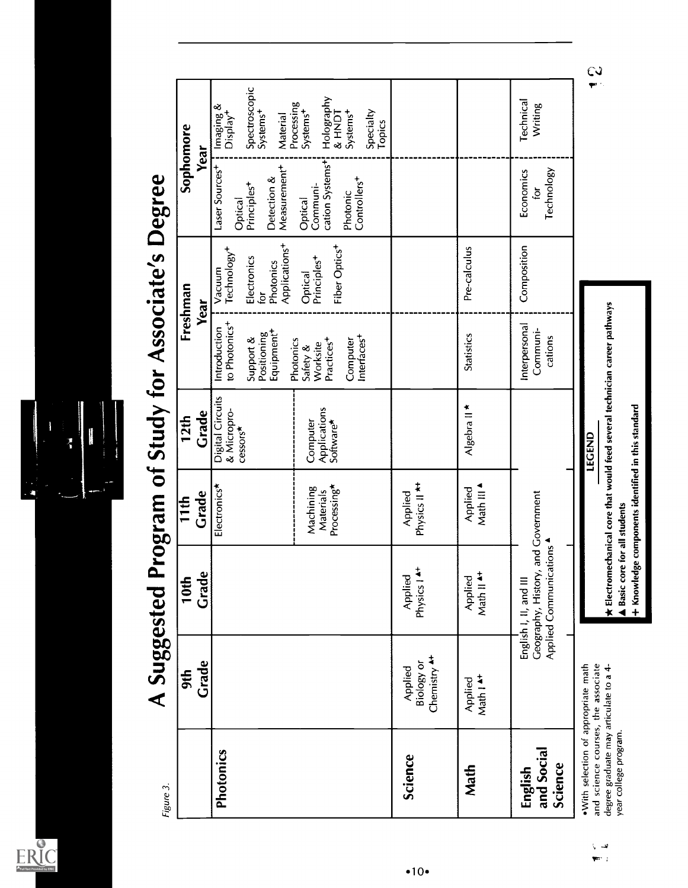Figure 3.

# A Suggested Program of Study for Associate's Degree

| | 9th Grade | 10th Grade | 11th Grade | 12th Grade | Freshman Year | | Sophomore Year | |
|---|---|---|---|---|---|---|---|---|
| **Photonics** | | | Electronics★ | Digital Circuits & Micropro-cessors★ | Introduction to Photonics+ | Vacuum Technology+ | Laser Sources+ | Imaging & Display+ |
| | | | | | Support & Positioning Equipment+ | Electronics for Photonics Applications+ | Optical Principles+ | Spectroscopic Systems+ |
| | | | Machining Materials Processing★ | Computer Applications Software★ | Photonics Safety & Worksite Practices+ | Optical Principles+ | Detection & Measurement+ | Material Processing Systems+ |
| | | | | | Computer Interfaces+ | Fiber Optics+ | Optical Communi-cation Systems+ | Holography & HNDT Systems+ |
| | | | | | | | Photonic Controllers+ | Specialty Topics |
| **Science** | Applied Biology or Chemistry ▲+ | Applied Physics I ▲+ | Applied Physics II ★+ | | | | | |
| **Math** | Applied Math I ▲+ | Applied Math II ▲+ | Applied Math III ▲ | Algebra II ★ | Statistics | Pre-calculus | | |
| **English and Social Science** | English I, II, and III; Geography, History, and Government; Applied Communications ▲ | | | | Interpersonal Communi-cations | Composition | Economics for Technology | Technical Writing |

•With selection of appropriate math and science courses, the associate degree graduate may articulate to a 4-year college program.

**LEGEND**

- ★ Electromechanical core that would feed several technician career pathways
- ▲ Basic core for all students
- \+ Knowledge components identified in this standard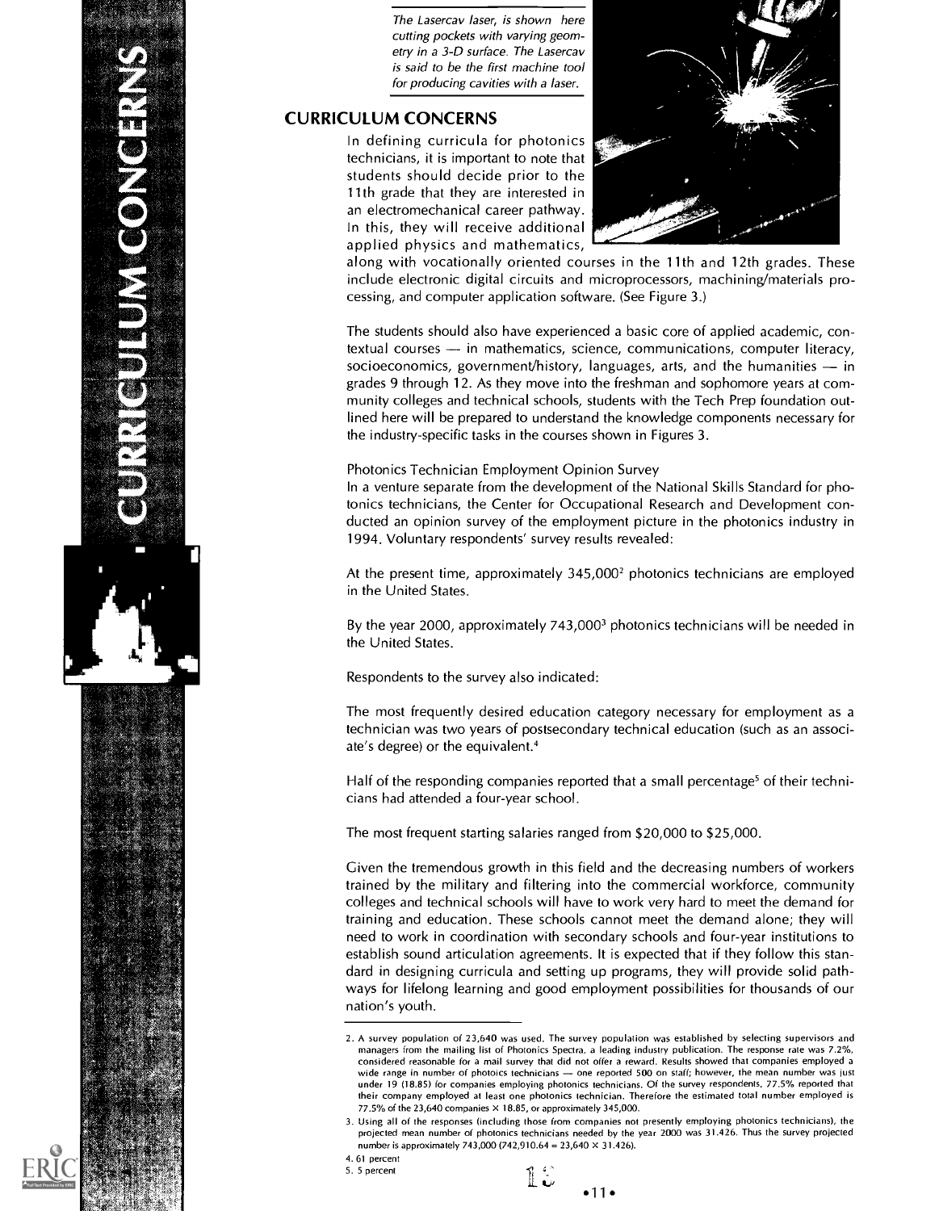*The Lasercav laser, is shown here cutting pockets with varying geometry in a 3-D surface. The Lasercav is said to be the first machine tool for producing cavities with a laser.*

## CURRICULUM CONCERNS

In defining curricula for photonics technicians, it is important to note that students should decide prior to the 11th grade that they are interested in an electromechanical career pathway. In this, they will receive additional applied physics and mathematics, along with vocationally oriented courses in the 11th and 12th grades. These include electronic digital circuits and microprocessors, machining/materials processing, and computer application software. (See Figure 3.)

The students should also have experienced a basic core of applied academic, contextual courses — in mathematics, science, communications, computer literacy, socioeconomics, government/history, languages, arts, and the humanities — in grades 9 through 12. As they move into the freshman and sophomore years at community colleges and technical schools, students with the Tech Prep foundation outlined here will be prepared to understand the knowledge components necessary for the industry-specific tasks in the courses shown in Figures 3.

Photonics Technician Employment Opinion Survey

In a venture separate from the development of the National Skills Standard for photonics technicians, the Center for Occupational Research and Development conducted an opinion survey of the employment picture in the photonics industry in 1994. Voluntary respondents' survey results revealed:

At the present time, approximately 345,000[2] photonics technicians are employed in the United States.

By the year 2000, approximately 743,000[3] photonics technicians will be needed in the United States.

Respondents to the survey also indicated:

The most frequently desired education category necessary for employment as a technician was two years of postsecondary technical education (such as an associate's degree) or the equivalent.[4]

Half of the responding companies reported that a small percentage[5] of their technicians had attended a four-year school.

The most frequent starting salaries ranged from $20,000 to $25,000.

Given the tremendous growth in this field and the decreasing numbers of workers trained by the military and filtering into the commercial workforce, community colleges and technical schools will have to work very hard to meet the demand for training and education. These schools cannot meet the demand alone; they will need to work in coordination with secondary schools and four-year institutions to establish sound articulation agreements. It is expected that if they follow this standard in designing curricula and setting up programs, they will provide solid pathways for lifelong learning and good employment possibilities for thousands of our nation's youth.

---

2. A survey population of 23,640 was used. The survey population was established by selecting supervisors and managers from the mailing list of Photonics Spectra, a leading industry publication. The response rate was 7.2%, considered reasonable for a mail survey that did not offer a reward. Results showed that companies employed a wide range in number of photoics technicians — one reported 500 on staff; however, the mean number was just under 19 (18.85) for companies employing photonics technicians. Of the survey respondents, 77.5% reported that their company employed at least one photonics technician. Therefore the estimated total number employed is 77.5% of the 23,640 companies × 18.85, or approximately 345,000.
3. Using all of the responses (including those from companies not presently employing photonics technicians), the projected mean number of photonics technicians needed by the year 2000 was 31.426. Thus the survey projected number is approximately 743,000 (742,910.64 = 23,640 × 31.426).
4. 61 percent
5. 5 percent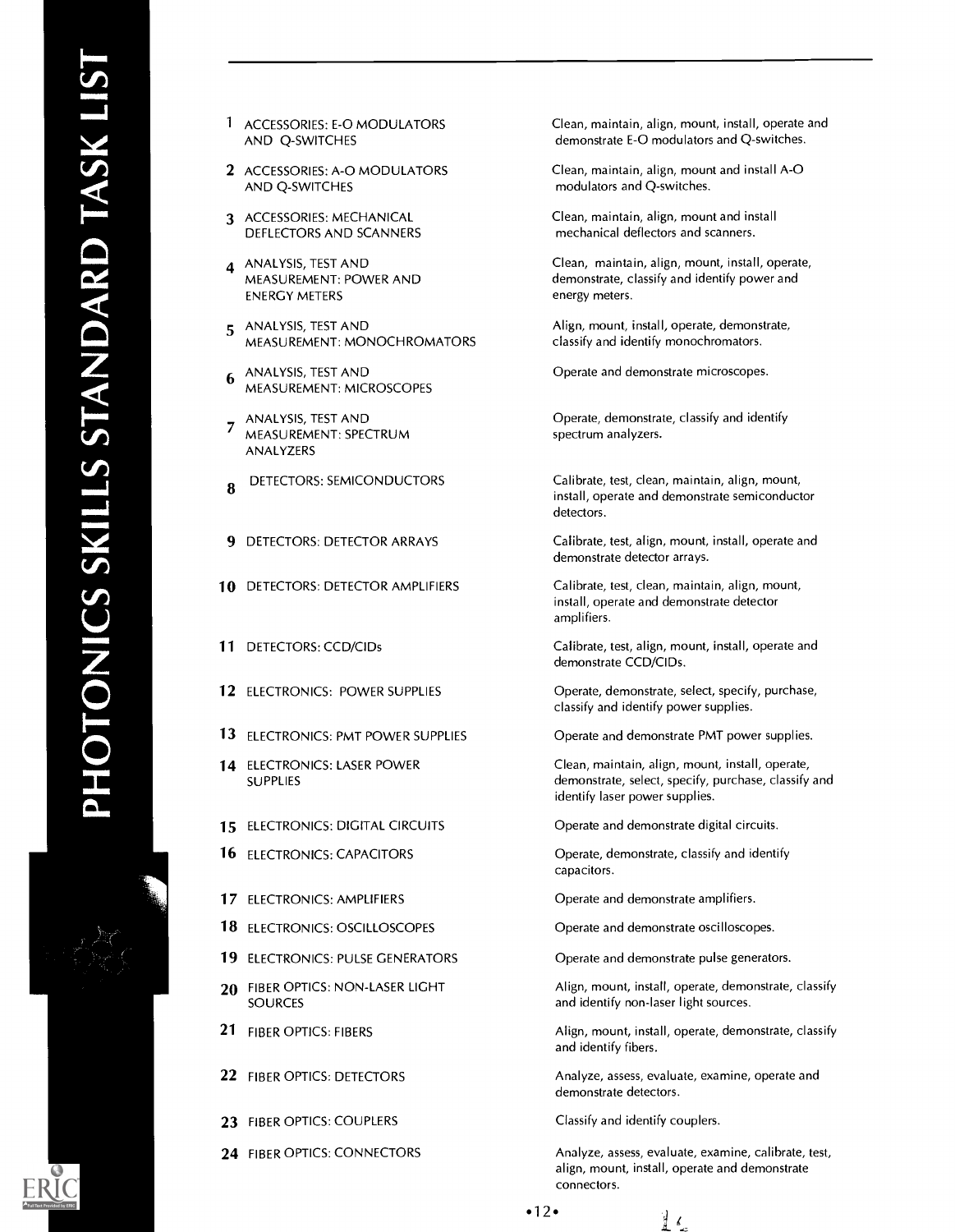# PHOTONICS SKILLS STANDARD TASK LIST

| # | Task | Description |
|---|---|---|
| 1 | ACCESSORIES: E-O MODULATORS AND Q-SWITCHES | Clean, maintain, align, mount, install, operate and demonstrate E-O modulators and Q-switches. |
| 2 | ACCESSORIES: A-O MODULATORS AND Q-SWITCHES | Clean, maintain, align, mount and install A-O modulators and Q-switches. |
| 3 | ACCESSORIES: MECHANICAL DEFLECTORS AND SCANNERS | Clean, maintain, align, mount and install mechanical deflectors and scanners. |
| 4 | ANALYSIS, TEST AND MEASUREMENT: POWER AND ENERGY METERS | Clean, maintain, align, mount, install, operate, demonstrate, classify and identify power and energy meters. |
| 5 | ANALYSIS, TEST AND MEASUREMENT: MONOCHROMATORS | Align, mount, install, operate, demonstrate, classify and identify monochromators. |
| 6 | ANALYSIS, TEST AND MEASUREMENT: MICROSCOPES | Operate and demonstrate microscopes. |
| 7 | ANALYSIS, TEST AND MEASUREMENT: SPECTRUM ANALYZERS | Operate, demonstrate, classify and identify spectrum analyzers. |
| 8 | DETECTORS: SEMICONDUCTORS | Calibrate, test, clean, maintain, align, mount, install, operate and demonstrate semiconductor detectors. |
| 9 | DETECTORS: DETECTOR ARRAYS | Calibrate, test, align, mount, install, operate and demonstrate detector arrays. |
| 10 | DETECTORS: DETECTOR AMPLIFIERS | Calibrate, test, clean, maintain, align, mount, install, operate and demonstrate detector amplifiers. |
| 11 | DETECTORS: CCD/CIDs | Calibrate, test, align, mount, install, operate and demonstrate CCD/CIDs. |
| 12 | ELECTRONICS: POWER SUPPLIES | Operate, demonstrate, select, specify, purchase, classify and identify power supplies. |
| 13 | ELECTRONICS: PMT POWER SUPPLIES | Operate and demonstrate PMT power supplies. |
| 14 | ELECTRONICS: LASER POWER SUPPLIES | Clean, maintain, align, mount, install, operate, demonstrate, select, specify, purchase, classify and identify laser power supplies. |
| 15 | ELECTRONICS: DIGITAL CIRCUITS | Operate and demonstrate digital circuits. |
| 16 | ELECTRONICS: CAPACITORS | Operate, demonstrate, classify and identify capacitors. |
| 17 | ELECTRONICS: AMPLIFIERS | Operate and demonstrate amplifiers. |
| 18 | ELECTRONICS: OSCILLOSCOPES | Operate and demonstrate oscilloscopes. |
| 19 | ELECTRONICS: PULSE GENERATORS | Operate and demonstrate pulse generators. |
| 20 | FIBER OPTICS: NON-LASER LIGHT SOURCES | Align, mount, install, operate, demonstrate, classify and identify non-laser light sources. |
| 21 | FIBER OPTICS: FIBERS | Align, mount, install, operate, demonstrate, classify and identify fibers. |
| 22 | FIBER OPTICS: DETECTORS | Analyze, assess, evaluate, examine, operate and demonstrate detectors. |
| 23 | FIBER OPTICS: COUPLERS | Classify and identify couplers. |
| 24 | FIBER OPTICS: CONNECTORS | Analyze, assess, evaluate, examine, calibrate, test, align, mount, install, operate and demonstrate connectors. |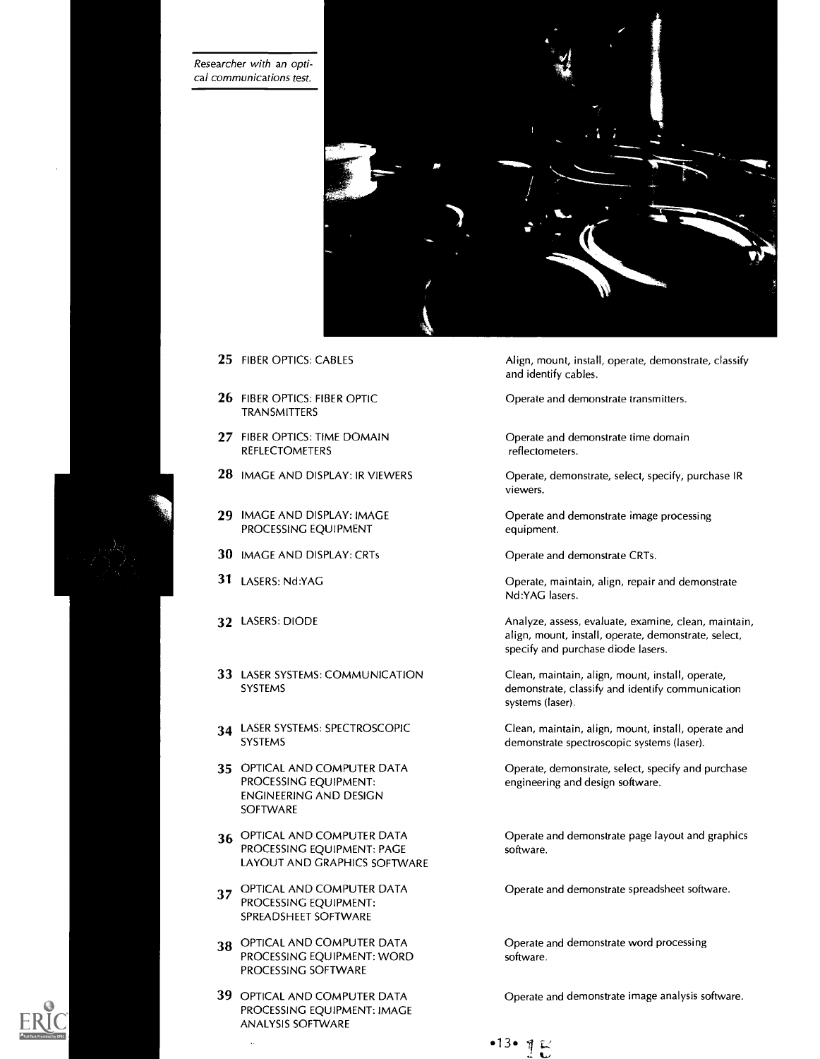Researcher with an optical communications test.

| | | |
|---|---|---|
| 25 | FIBER OPTICS: CABLES | Align, mount, install, operate, demonstrate, classify and identify cables. |
| 26 | FIBER OPTICS: FIBER OPTIC TRANSMITTERS | Operate and demonstrate transmitters. |
| 27 | FIBER OPTICS: TIME DOMAIN REFLECTOMETERS | Operate and demonstrate time domain reflectometers. |
| 28 | IMAGE AND DISPLAY: IR VIEWERS | Operate, demonstrate, select, specify, purchase IR viewers. |
| 29 | IMAGE AND DISPLAY: IMAGE PROCESSING EQUIPMENT | Operate and demonstrate image processing equipment. |
| 30 | IMAGE AND DISPLAY: CRTs | Operate and demonstrate CRTs. |
| 31 | LASERS: Nd:YAG | Operate, maintain, align, repair and demonstrate Nd:YAG lasers. |
| 32 | LASERS: DIODE | Analyze, assess, evaluate, examine, clean, maintain, align, mount, install, operate, demonstrate, select, specify and purchase diode lasers. |
| 33 | LASER SYSTEMS: COMMUNICATION SYSTEMS | Clean, maintain, align, mount, install, operate, demonstrate, classify and identify communication systems (laser). |
| 34 | LASER SYSTEMS: SPECTROSCOPIC SYSTEMS | Clean, maintain, align, mount, install, operate and demonstrate spectroscopic systems (laser). |
| 35 | OPTICAL AND COMPUTER DATA PROCESSING EQUIPMENT: ENGINEERING AND DESIGN SOFTWARE | Operate, demonstrate, select, specify and purchase engineering and design software. |
| 36 | OPTICAL AND COMPUTER DATA PROCESSING EQUIPMENT: PAGE LAYOUT AND GRAPHICS SOFTWARE | Operate and demonstrate page layout and graphics software. |
| 37 | OPTICAL AND COMPUTER DATA PROCESSING EQUIPMENT: SPREADSHEET SOFTWARE | Operate and demonstrate spreadsheet software. |
| 38 | OPTICAL AND COMPUTER DATA PROCESSING EQUIPMENT: WORD PROCESSING SOFTWARE | Operate and demonstrate word processing software. |
| 39 | OPTICAL AND COMPUTER DATA PROCESSING EQUIPMENT: IMAGE ANALYSIS SOFTWARE | Operate and demonstrate image analysis software. |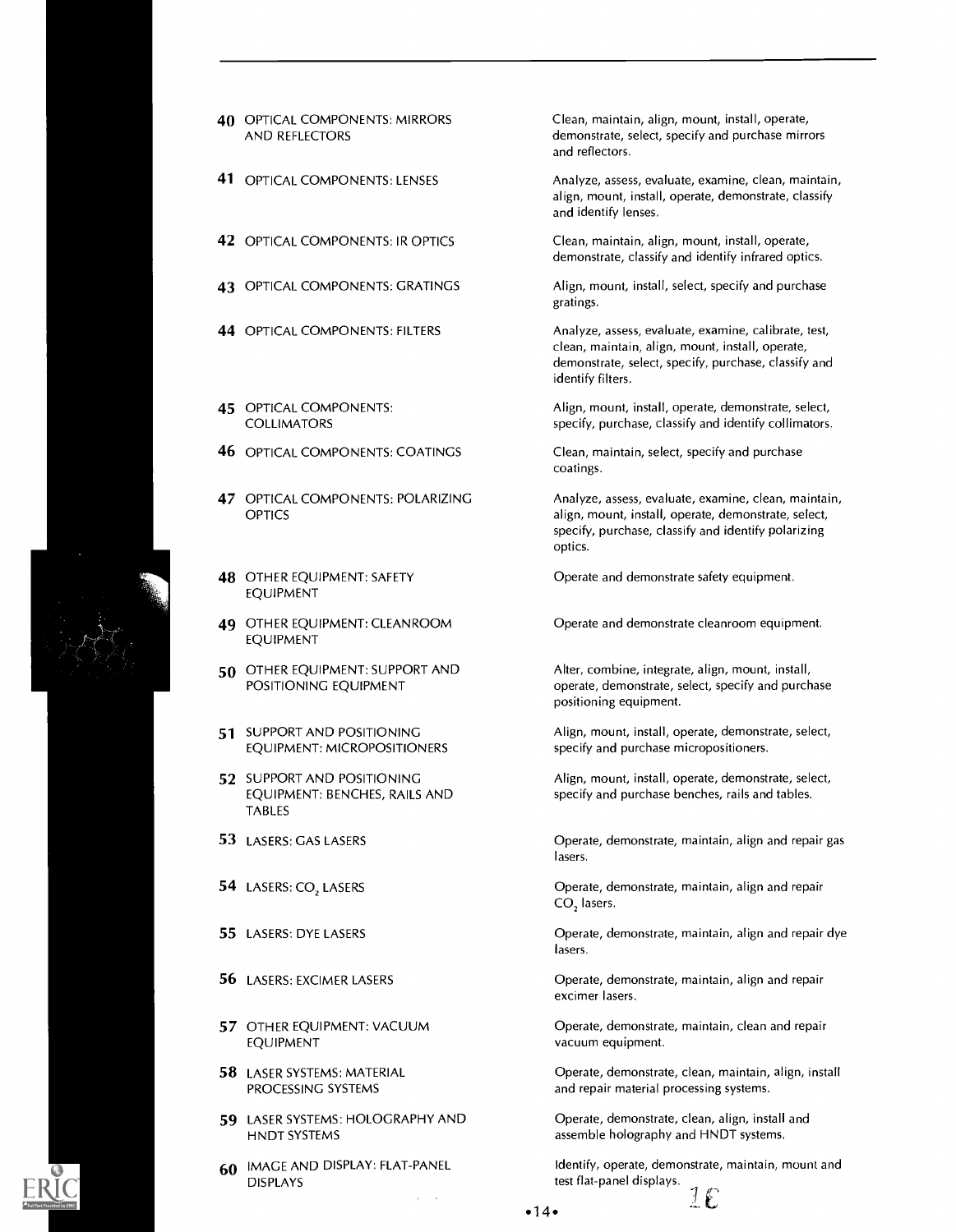| | | |
|---|---|---|
| **40** | OPTICAL COMPONENTS: MIRRORS AND REFLECTORS | Clean, maintain, align, mount, install, operate, demonstrate, select, specify and purchase mirrors and reflectors. |
| **41** | OPTICAL COMPONENTS: LENSES | Analyze, assess, evaluate, examine, clean, maintain, align, mount, install, operate, demonstrate, classify and identify lenses. |
| **42** | OPTICAL COMPONENTS: IR OPTICS | Clean, maintain, align, mount, install, operate, demonstrate, classify and identify infrared optics. |
| **43** | OPTICAL COMPONENTS: GRATINGS | Align, mount, install, select, specify and purchase gratings. |
| **44** | OPTICAL COMPONENTS: FILTERS | Analyze, assess, evaluate, examine, calibrate, test, clean, maintain, align, mount, install, operate, demonstrate, select, specify, purchase, classify and identify filters. |
| **45** | OPTICAL COMPONENTS: COLLIMATORS | Align, mount, install, operate, demonstrate, select, specify, purchase, classify and identify collimators. |
| **46** | OPTICAL COMPONENTS: COATINGS | Clean, maintain, select, specify and purchase coatings. |
| **47** | OPTICAL COMPONENTS: POLARIZING OPTICS | Analyze, assess, evaluate, examine, clean, maintain, align, mount, install, operate, demonstrate, select, specify, purchase, classify and identify polarizing optics. |
| **48** | OTHER EQUIPMENT: SAFETY EQUIPMENT | Operate and demonstrate safety equipment. |
| **49** | OTHER EQUIPMENT: CLEANROOM EQUIPMENT | Operate and demonstrate cleanroom equipment. |
| **50** | OTHER EQUIPMENT: SUPPORT AND POSITIONING EQUIPMENT | Alter, combine, integrate, align, mount, install, operate, demonstrate, select, specify and purchase positioning equipment. |
| **51** | SUPPORT AND POSITIONING EQUIPMENT: MICROPOSITIONERS | Align, mount, install, operate, demonstrate, select, specify and purchase micropositioners. |
| **52** | SUPPORT AND POSITIONING EQUIPMENT: BENCHES, RAILS AND TABLES | Align, mount, install, operate, demonstrate, select, specify and purchase benches, rails and tables. |
| **53** | LASERS: GAS LASERS | Operate, demonstrate, maintain, align and repair gas lasers. |
| **54** | LASERS: $CO_2$ LASERS | Operate, demonstrate, maintain, align and repair $CO_2$ lasers. |
| **55** | LASERS: DYE LASERS | Operate, demonstrate, maintain, align and repair dye lasers. |
| **56** | LASERS: EXCIMER LASERS | Operate, demonstrate, maintain, align and repair excimer lasers. |
| **57** | OTHER EQUIPMENT: VACUUM EQUIPMENT | Operate, demonstrate, maintain, clean and repair vacuum equipment. |
| **58** | LASER SYSTEMS: MATERIAL PROCESSING SYSTEMS | Operate, demonstrate, clean, maintain, align, install and repair material processing systems. |
| **59** | LASER SYSTEMS: HOLOGRAPHY AND HNDT SYSTEMS | Operate, demonstrate, clean, align, install and assemble holography and HNDT systems. |
| **60** | IMAGE AND DISPLAY: FLAT-PANEL DISPLAYS | Identify, operate, demonstrate, maintain, mount and test flat-panel displays. |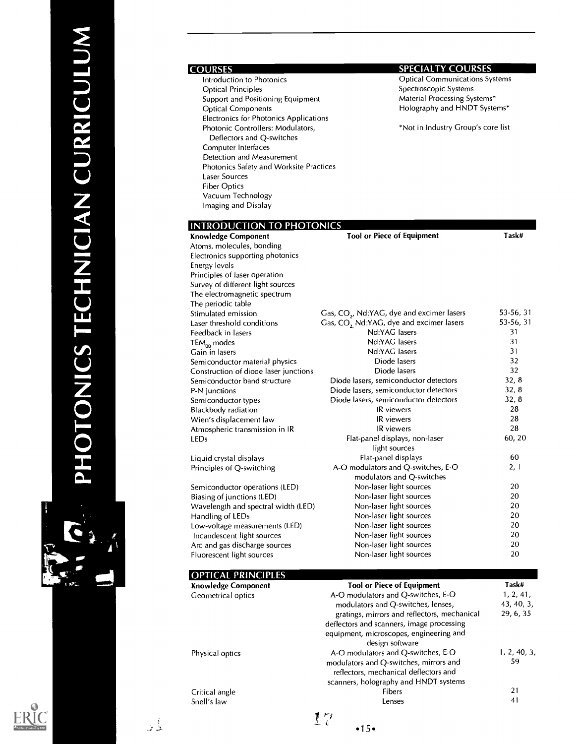## COURSES

- Introduction to Photonics
- Optical Principles
- Support and Positioning Equipment
- Optical Components
- Electronics for Photonics Applications
- Photonic Controllers: Modulators, Deflectors and Q-switches
- Computer Interfaces
- Detection and Measurement
- Photonics Safety and Worksite Practices
- Laser Sources
- Fiber Optics
- Vacuum Technology
- Imaging and Display

## SPECIALTY COURSES

- Optical Communications Systems
- Spectroscopic Systems
- Material Processing Systems*
- Holography and HNDT Systems*

*Not in Industry Group's core list

## INTRODUCTION TO PHOTONICS

| Knowledge Component | Tool or Piece of Equipment | Task# |
|---|---|---|
| Atoms, molecules, bonding | | |
| Electronics supporting photonics | | |
| Energy levels | | |
| Principles of laser operation | | |
| Survey of different light sources | | |
| The electromagnetic spectrum | | |
| The periodic table | | |
| Stimulated emission | Gas, $CO_2$, Nd:YAG, dye and excimer lasers | 53-56, 31 |
| Laser threshold conditions | Gas, $CO_2$, Nd:YAG, dye and excimer lasers | 53-56, 31 |
| Feedback in lasers | Nd:YAG lasers | 31 |
| $TEM_{00}$ modes | Nd:YAG lasers | 31 |
| Gain in lasers | Nd:YAG lasers | 31 |
| Semiconductor material physics | Diode lasers | 32 |
| Construction of diode laser junctions | Diode lasers | 32 |
| Semiconductor band structure | Diode lasers, semiconductor detectors | 32, 8 |
| P-N junctions | Diode lasers, semiconductor detectors | 32, 8 |
| Semiconductor types | Diode lasers, semiconductor detectors | 32, 8 |
| Blackbody radiation | IR viewers | 28 |
| Wien's displacement law | IR viewers | 28 |
| Atmospheric transmission in IR | IR viewers | 28 |
| LEDs | Flat-panel displays, non-laser light sources | 60, 20 |
| Liquid crystal displays | Flat-panel displays | 60 |
| Principles of Q-switching | A-O modulators and Q-switches, E-O modulators and Q-switches | 2, 1 |
| Semiconductor operations (LED) | Non-laser light sources | 20 |
| Biasing of junctions (LED) | Non-laser light sources | 20 |
| Wavelength and spectral width (LED) | Non-laser light sources | 20 |
| Handling of LEDs | Non-laser light sources | 20 |
| Low-voltage measurements (LED) | Non-laser light sources | 20 |
| Incandescent light sources | Non-laser light sources | 20 |
| Arc and gas discharge sources | Non-laser light sources | 20 |
| Fluorescent light sources | Non-laser light sources | 20 |

## OPTICAL PRINCIPLES

| Knowledge Component | Tool or Piece of Equipment | Task# |
|---|---|---|
| Geometrical optics | A-O modulators and Q-switches, E-O modulators and Q-switches, lenses, gratings, mirrors and reflectors, mechanical deflectors and scanners, image processing equipment, microscopes, engineering and design software | 1, 2, 41, 43, 40, 3, 29, 6, 35 |
| Physical optics | A-O modulators and Q-switches, E-O modulators and Q-switches, mirrors and reflectors, mechanical deflectors and scanners, holography and HNDT systems | 1, 2, 40, 3, 59 |
| Critical angle | Fibers | 21 |
| Snell's law | Lenses | 41 |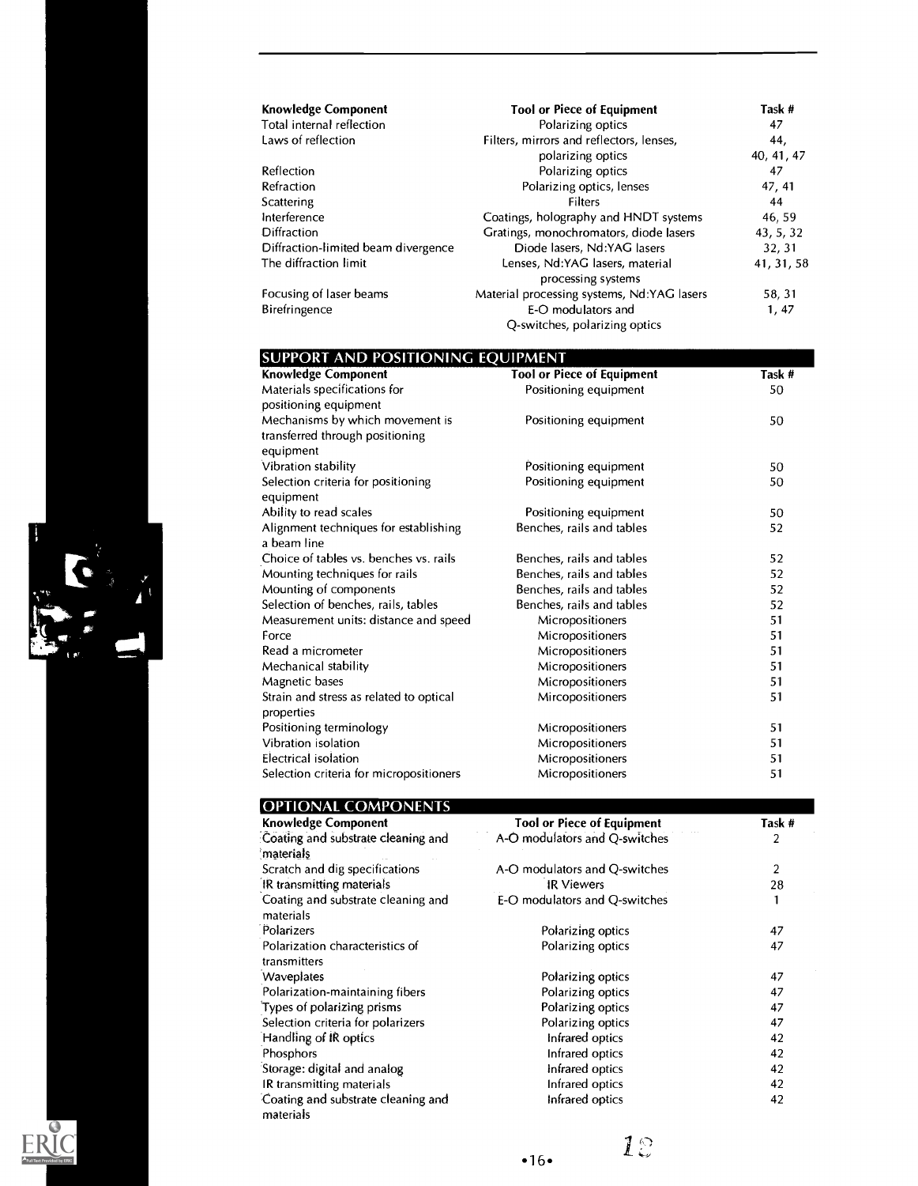| Knowledge Component | Tool or Piece of Equipment | Task # |
|---|---|---|
| Total internal reflection | Polarizing optics | 47 |
| Laws of reflection | Filters, mirrors and reflectors, lenses, polarizing optics | 44, 40, 41, 47 |
| Reflection | Polarizing optics | 47 |
| Refraction | Polarizing optics, lenses | 47, 41 |
| Scattering | Filters | 44 |
| Interference | Coatings, holography and HNDT systems | 46, 59 |
| Diffraction | Gratings, monochromators, diode lasers | 43, 5, 32 |
| Diffraction-limited beam divergence | Diode lasers, Nd:YAG lasers | 32, 31 |
| The diffraction limit | Lenses, Nd:YAG lasers, material processing systems | 41, 31, 58 |
| Focusing of laser beams | Material processing systems, Nd:YAG lasers | 58, 31 |
| Birefringence | E-O modulators and Q-switches, polarizing optics | 1, 47 |

## SUPPORT AND POSITIONING EQUIPMENT

| Knowledge Component | Tool or Piece of Equipment | Task # |
|---|---|---|
| Materials specifications for positioning equipment | Positioning equipment | 50 |
| Mechanisms by which movement is transferred through positioning equipment | Positioning equipment | 50 |
| Vibration stability | Positioning equipment | 50 |
| Selection criteria for positioning equipment | Positioning equipment | 50 |
| Ability to read scales | Positioning equipment | 50 |
| Alignment techniques for establishing a beam line | Benches, rails and tables | 52 |
| Choice of tables vs. benches vs. rails | Benches, rails and tables | 52 |
| Mounting techniques for rails | Benches, rails and tables | 52 |
| Mounting of components | Benches, rails and tables | 52 |
| Selection of benches, rails, tables | Benches, rails and tables | 52 |
| Measurement units: distance and speed | Micropositioners | 51 |
| Force | Micropositioners | 51 |
| Read a micrometer | Micropositioners | 51 |
| Mechanical stability | Micropositioners | 51 |
| Magnetic bases | Micropositioners | 51 |
| Strain and stress as related to optical properties | Mircopositioners | 51 |
| Positioning terminology | Micropositioners | 51 |
| Vibration isolation | Micropositioners | 51 |
| Electrical isolation | Micropositioners | 51 |
| Selection criteria for micropositioners | Micropositioners | 51 |

## OPTIONAL COMPONENTS

| Knowledge Component | Tool or Piece of Equipment | Task # |
|---|---|---|
| Coating and substrate cleaning and materials | A-O modulators and Q-switches | 2 |
| Scratch and dig specifications | A-O modulators and Q-switches | 2 |
| IR transmitting materials | IR Viewers | 28 |
| Coating and substrate cleaning and materials | E-O modulators and Q-switches | 1 |
| Polarizers | Polarizing optics | 47 |
| Polarization characteristics of transmitters | Polarizing optics | 47 |
| Waveplates | Polarizing optics | 47 |
| Polarization-maintaining fibers | Polarizing optics | 47 |
| Types of polarizing prisms | Polarizing optics | 47 |
| Selection criteria for polarizers | Polarizing optics | 47 |
| Handling of IR optics | Infrared optics | 42 |
| Phosphors | Infrared optics | 42 |
| Storage: digital and analog | Infrared optics | 42 |
| IR transmitting materials | Infrared optics | 42 |
| Coating and substrate cleaning and materials | Infrared optics | 42 |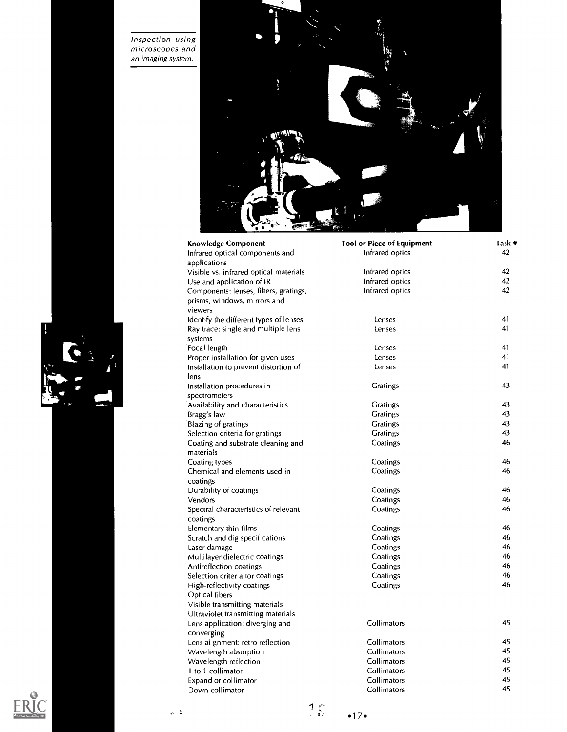*Inspection using microscopes and an imaging system.*

| Knowledge Component | Tool or Piece of Equipment | Task # |
|---|---|---|
| Infrared optical components and applications | Infrared optics | 42 |
| Visible vs. infrared optical materials | Infrared optics | 42 |
| Use and application of IR | Infrared optics | 42 |
| Components: lenses, filters, gratings, prisms, windows, mirrors and viewers | Infrared optics | 42 |
| Identify the different types of lenses | Lenses | 41 |
| Ray trace: single and multiple lens systems | Lenses | 41 |
| Focal length | Lenses | 41 |
| Proper installation for given uses | Lenses | 41 |
| Installation to prevent distortion of lens | Lenses | 41 |
| Installation procedures in spectrometers | Gratings | 43 |
| Availability and characteristics | Gratings | 43 |
| Bragg's law | Gratings | 43 |
| Blazing of gratings | Gratings | 43 |
| Selection criteria for gratings | Gratings | 43 |
| Coating and substrate cleaning and materials | Coatings | 46 |
| Coating types | Coatings | 46 |
| Chemical and elements used in coatings | Coatings | 46 |
| Durability of coatings | Coatings | 46 |
| Vendors | Coatings | 46 |
| Spectral characteristics of relevant coatings | Coatings | 46 |
| Elementary thin films | Coatings | 46 |
| Scratch and dig specifications | Coatings | 46 |
| Laser damage | Coatings | 46 |
| Multilayer dielectric coatings | Coatings | 46 |
| Antireflection coatings | Coatings | 46 |
| Selection criteria for coatings | Coatings | 46 |
| High-reflectivity coatings | Coatings | 46 |
| Optical fibers | | |
| Visible transmitting materials | | |
| Ultraviolet transmitting materials | | |
| Lens application: diverging and converging | Collimators | 45 |
| Lens alignment: retro reflection | Collimators | 45 |
| Wavelength absorption | Collimators | 45 |
| Wavelength reflection | Collimators | 45 |
| 1 to 1 collimator | Collimators | 45 |
| Expand or collimator | Collimators | 45 |
| Down collimator | Collimators | 45 |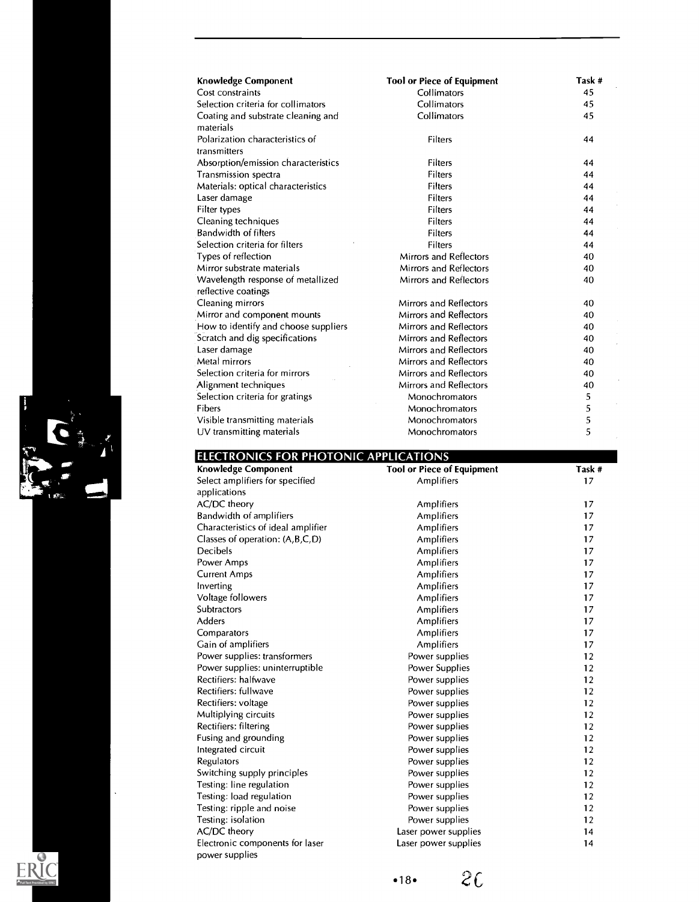| Knowledge Component | Tool or Piece of Equipment | Task # |
|---|---|---|
| Cost constraints | Collimators | 45 |
| Selection criteria for collimators | Collimators | 45 |
| Coating and substrate cleaning and materials | Collimators | 45 |
| Polarization characteristics of transmitters | Filters | 44 |
| Absorption/emission characteristics | Filters | 44 |
| Transmission spectra | Filters | 44 |
| Materials: optical characteristics | Filters | 44 |
| Laser damage | Filters | 44 |
| Filter types | Filters | 44 |
| Cleaning techniques | Filters | 44 |
| Bandwidth of filters | Filters | 44 |
| Selection criteria for filters | Filters | 44 |
| Types of reflection | Mirrors and Reflectors | 40 |
| Mirror substrate materials | Mirrors and Reflectors | 40 |
| Wavelength response of metallized reflective coatings | Mirrors and Reflectors | 40 |
| Cleaning mirrors | Mirrors and Reflectors | 40 |
| Mirror and component mounts | Mirrors and Reflectors | 40 |
| How to identify and choose suppliers | Mirrors and Reflectors | 40 |
| Scratch and dig specifications | Mirrors and Reflectors | 40 |
| Laser damage | Mirrors and Reflectors | 40 |
| Metal mirrors | Mirrors and Reflectors | 40 |
| Selection criteria for mirrors | Mirrors and Reflectors | 40 |
| Alignment techniques | Mirrors and Reflectors | 40 |
| Selection criteria for gratings | Monochromators | 5 |
| Fibers | Monochromators | 5 |
| Visible transmitting materials | Monochromators | 5 |
| UV transmitting materials | Monochromators | 5 |

## ELECTRONICS FOR PHOTONIC APPLICATIONS

| Knowledge Component | Tool or Piece of Equipment | Task # |
|---|---|---|
| Select amplifiers for specified applications | Amplifiers | 17 |
| AC/DC theory | Amplifiers | 17 |
| Bandwidth of amplifiers | Amplifiers | 17 |
| Characteristics of ideal amplifier | Amplifiers | 17 |
| Classes of operation: (A,B,C,D) | Amplifiers | 17 |
| Decibels | Amplifiers | 17 |
| Power Amps | Amplifiers | 17 |
| Current Amps | Amplifiers | 17 |
| Inverting | Amplifiers | 17 |
| Voltage followers | Amplifiers | 17 |
| Subtractors | Amplifiers | 17 |
| Adders | Amplifiers | 17 |
| Comparators | Amplifiers | 17 |
| Gain of amplifiers | Amplifiers | 17 |
| Power supplies: transformers | Power supplies | 12 |
| Power supplies: uninterruptible | Power Supplies | 12 |
| Rectifiers: halfwave | Power supplies | 12 |
| Rectifiers: fullwave | Power supplies | 12 |
| Rectifiers: voltage | Power supplies | 12 |
| Multiplying circuits | Power supplies | 12 |
| Rectifiers: filtering | Power supplies | 12 |
| Fusing and grounding | Power supplies | 12 |
| Integrated circuit | Power supplies | 12 |
| Regulators | Power supplies | 12 |
| Switching supply principles | Power supplies | 12 |
| Testing: line regulation | Power supplies | 12 |
| Testing: load regulation | Power supplies | 12 |
| Testing: ripple and noise | Power supplies | 12 |
| Testing: isolation | Power supplies | 12 |
| AC/DC theory | Laser power supplies | 14 |
| Electronic components for laser power supplies | Laser power supplies | 14 |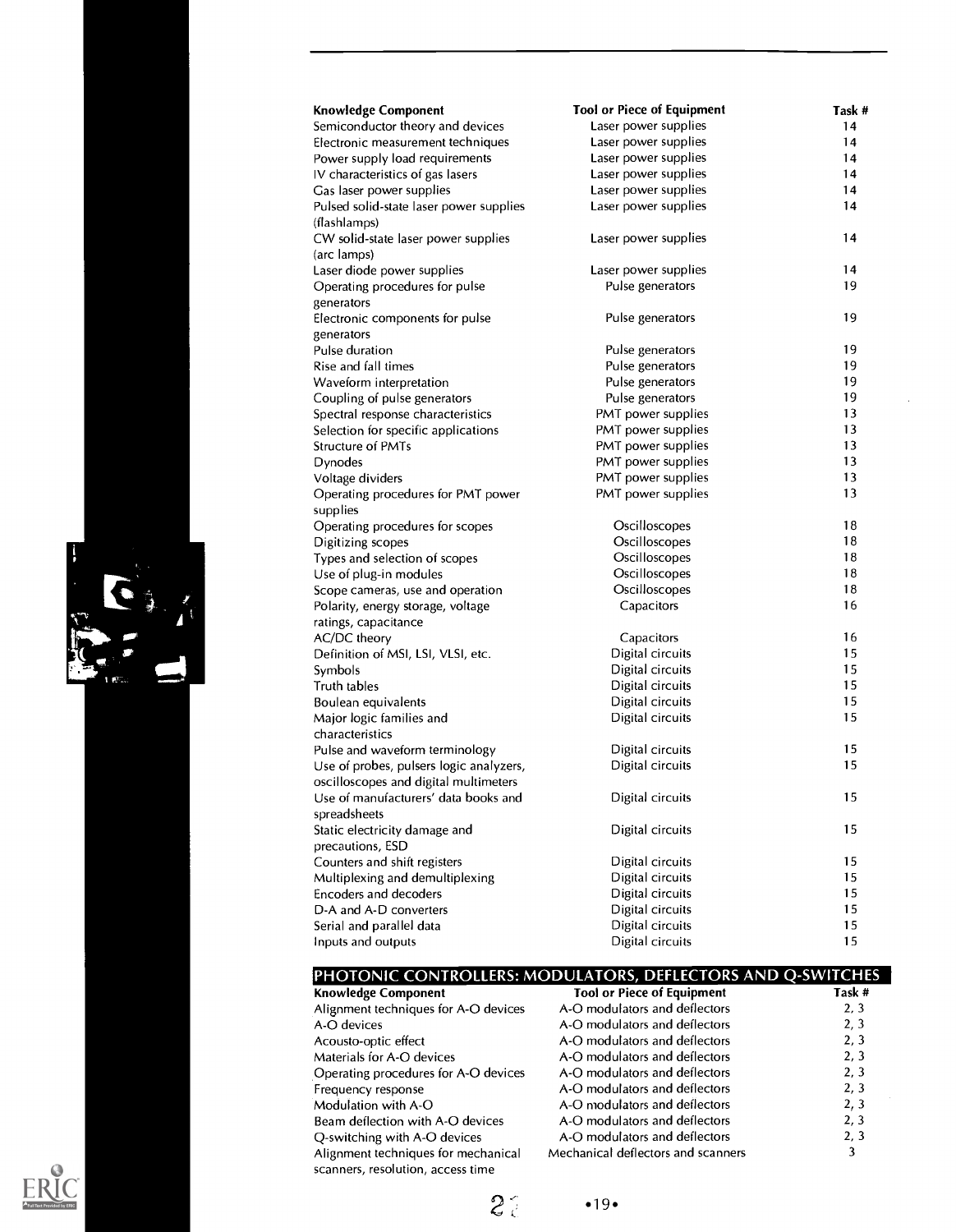| Knowledge Component | Tool or Piece of Equipment | Task # |
|---|---|---|
| Semiconductor theory and devices | Laser power supplies | 14 |
| Electronic measurement techniques | Laser power supplies | 14 |
| Power supply load requirements | Laser power supplies | 14 |
| IV characteristics of gas lasers | Laser power supplies | 14 |
| Gas laser power supplies | Laser power supplies | 14 |
| Pulsed solid-state laser power supplies (flashlamps) | Laser power supplies | 14 |
| CW solid-state laser power supplies (arc lamps) | Laser power supplies | 14 |
| Laser diode power supplies | Laser power supplies | 14 |
| Operating procedures for pulse generators | Pulse generators | 19 |
| Electronic components for pulse generators | Pulse generators | 19 |
| Pulse duration | Pulse generators | 19 |
| Rise and fall times | Pulse generators | 19 |
| Waveform interpretation | Pulse generators | 19 |
| Coupling of pulse generators | Pulse generators | 19 |
| Spectral response characteristics | PMT power supplies | 13 |
| Selection for specific applications | PMT power supplies | 13 |
| Structure of PMTs | PMT power supplies | 13 |
| Dynodes | PMT power supplies | 13 |
| Voltage dividers | PMT power supplies | 13 |
| Operating procedures for PMT power supplies | PMT power supplies | 13 |
| Operating procedures for scopes | Oscilloscopes | 18 |
| Digitizing scopes | Oscilloscopes | 18 |
| Types and selection of scopes | Oscilloscopes | 18 |
| Use of plug-in modules | Oscilloscopes | 18 |
| Scope cameras, use and operation | Oscilloscopes | 18 |
| Polarity, energy storage, voltage ratings, capacitance | Capacitors | 16 |
| AC/DC theory | Capacitors | 16 |
| Definition of MSI, LSI, VLSI, etc. | Digital circuits | 15 |
| Symbols | Digital circuits | 15 |
| Truth tables | Digital circuits | 15 |
| Boulean equivalents | Digital circuits | 15 |
| Major logic families and characteristics | Digital circuits | 15 |
| Pulse and waveform terminology | Digital circuits | 15 |
| Use of probes, pulsers logic analyzers, oscilloscopes and digital multimeters | Digital circuits | 15 |
| Use of manufacturers' data books and spreadsheets | Digital circuits | 15 |
| Static electricity damage and precautions, ESD | Digital circuits | 15 |
| Counters and shift registers | Digital circuits | 15 |
| Multiplexing and demultiplexing | Digital circuits | 15 |
| Encoders and decoders | Digital circuits | 15 |
| D-A and A-D converters | Digital circuits | 15 |
| Serial and parallel data | Digital circuits | 15 |
| Inputs and outputs | Digital circuits | 15 |

## PHOTONIC CONTROLLERS: MODULATORS, DEFLECTORS AND Q-SWITCHES

| Knowledge Component | Tool or Piece of Equipment | Task # |
|---|---|---|
| Alignment techniques for A-O devices | A-O modulators and deflectors | 2, 3 |
| A-O devices | A-O modulators and deflectors | 2, 3 |
| Acousto-optic effect | A-O modulators and deflectors | 2, 3 |
| Materials for A-O devices | A-O modulators and deflectors | 2, 3 |
| Operating procedures for A-O devices | A-O modulators and deflectors | 2, 3 |
| Frequency response | A-O modulators and deflectors | 2, 3 |
| Modulation with A-O | A-O modulators and deflectors | 2, 3 |
| Beam deflection with A-O devices | A-O modulators and deflectors | 2, 3 |
| Q-switching with A-O devices | A-O modulators and deflectors | 2, 3 |
| Alignment techniques for mechanical scanners, resolution, access time | Mechanical deflectors and scanners | 3 |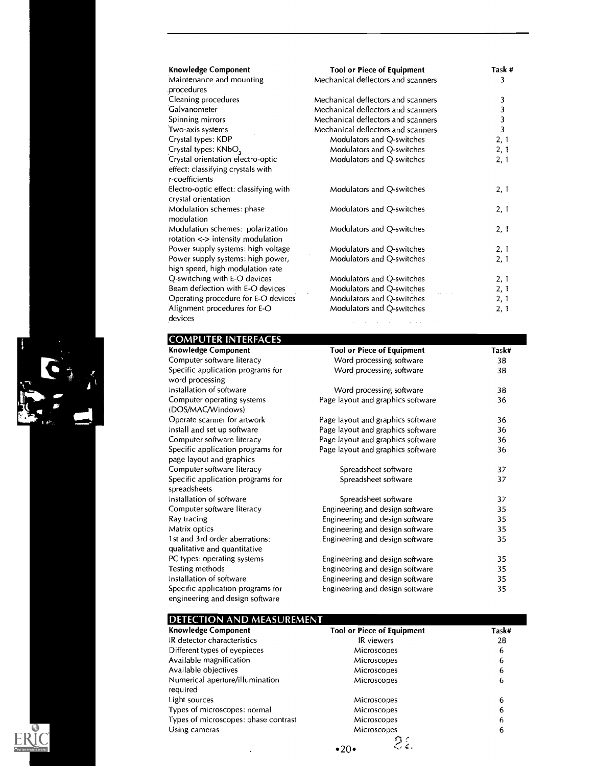| Knowledge Component | Tool or Piece of Equipment | Task # |
|---|---|---|
| Maintenance and mounting procedures | Mechanical deflectors and scanners | 3 |
| Cleaning procedures | Mechanical deflectors and scanners | 3 |
| Galvanometer | Mechanical deflectors and scanners | 3 |
| Spinning mirrors | Mechanical deflectors and scanners | 3 |
| Two-axis systems | Mechanical deflectors and scanners | 3 |
| Crystal types: KDP | Modulators and Q-switches | 2, 1 |
| Crystal types: $KNbO_3$ | Modulators and Q-switches | 2, 1 |
| Crystal orientation electro-optic effect: classifying crystals with r-coefficients | Modulators and Q-switches | 2, 1 |
| Electro-optic effect: classifying with crystal orientation | Modulators and Q-switches | 2, 1 |
| Modulation schemes: phase modulation | Modulators and Q-switches | 2, 1 |
| Modulation schemes: polarization rotation <-> intensity modulation | Modulators and Q-switches | 2, 1 |
| Power supply systems: high voltage | Modulators and Q-switches | 2, 1 |
| Power supply systems: high power, high speed, high modulation rate | Modulators and Q-switches | 2, 1 |
| Q-switching with E-O devices | Modulators and Q-switches | 2, 1 |
| Beam deflection with E-O devices | Modulators and Q-switches | 2, 1 |
| Operating procedure for E-O devices | Modulators and Q-switches | 2, 1 |
| Alignment procedures for E-O devices | Modulators and Q-switches | 2, 1 |

## COMPUTER INTERFACES

| Knowledge Component | Tool or Piece of Equipment | Task# |
|---|---|---|
| Computer software literacy | Word processing software | 38 |
| Specific application programs for word processing | Word processing software | 38 |
| Installation of software | Word processing software | 38 |
| Computer operating systems (DOS/MAC/Windows) | Page layout and graphics software | 36 |
| Operate scanner for artwork | Page layout and graphics software | 36 |
| Install and set up software | Page layout and graphics software | 36 |
| Computer software literacy | Page layout and graphics software | 36 |
| Specific application programs for page layout and graphics | Page layout and graphics software | 36 |
| Computer software literacy | Spreadsheet software | 37 |
| Specific application programs for spreadsheets | Spreadsheet software | 37 |
| Installation of software | Spreadsheet software | 37 |
| Computer software literacy | Engineering and design software | 35 |
| Ray tracing | Engineering and design software | 35 |
| Matrix optics | Engineering and design software | 35 |
| 1st and 3rd order aberrations: qualitative and quantitative | Engineering and design software | 35 |
| PC types: operating systems | Engineering and design software | 35 |
| Testing methods | Engineering and design software | 35 |
| Installation of software | Engineering and design software | 35 |
| Specific application programs for engineering and design software | Engineering and design software | 35 |

## DETECTION AND MEASUREMENT

| Knowledge Component | Tool or Piece of Equipment | Task# |
|---|---|---|
| IR detector characteristics | IR viewers | 28 |
| Different types of eyepieces | Microscopes | 6 |
| Available magnification | Microscopes | 6 |
| Available objectives | Microscopes | 6 |
| Numerical aperture/illumination required | Microscopes | 6 |
| Light sources | Microscopes | 6 |
| Types of microscopes: normal | Microscopes | 6 |
| Types of microscopes: phase contrast | Microscopes | 6 |
| Using cameras | Microscopes | 6 |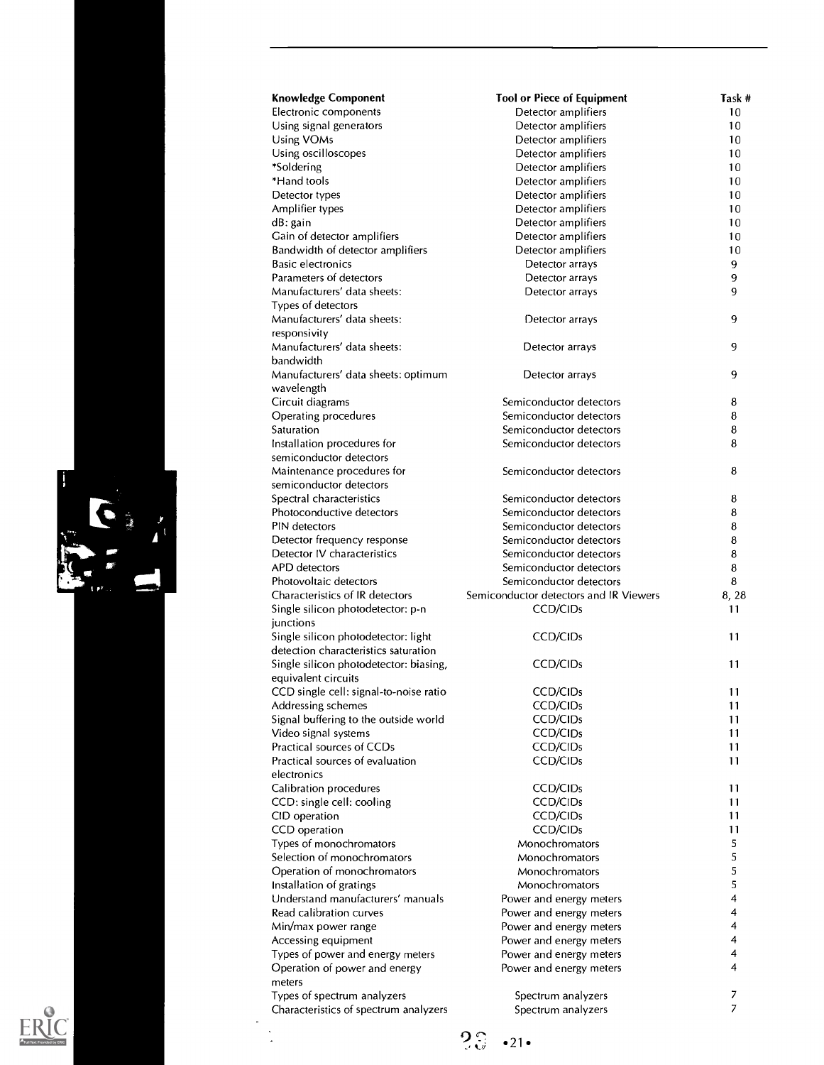| Knowledge Component | Tool or Piece of Equipment | Task # |
|---|---|---|
| Electronic components | Detector amplifiers | 10 |
| Using signal generators | Detector amplifiers | 10 |
| Using VOMs | Detector amplifiers | 10 |
| Using oscilloscopes | Detector amplifiers | 10 |
| *Soldering | Detector amplifiers | 10 |
| *Hand tools | Detector amplifiers | 10 |
| Detector types | Detector amplifiers | 10 |
| Amplifier types | Detector amplifiers | 10 |
| dB: gain | Detector amplifiers | 10 |
| Gain of detector amplifiers | Detector amplifiers | 10 |
| Bandwidth of detector amplifiers | Detector amplifiers | 10 |
| Basic electronics | Detector arrays | 9 |
| Parameters of detectors | Detector arrays | 9 |
| Manufacturers' data sheets: Types of detectors | Detector arrays | 9 |
| Manufacturers' data sheets: responsivity | Detector arrays | 9 |
| Manufacturers' data sheets: bandwidth | Detector arrays | 9 |
| Manufacturers' data sheets: optimum wavelength | Detector arrays | 9 |
| Circuit diagrams | Semiconductor detectors | 8 |
| Operating procedures | Semiconductor detectors | 8 |
| Saturation | Semiconductor detectors | 8 |
| Installation procedures for semiconductor detectors | Semiconductor detectors | 8 |
| Maintenance procedures for semiconductor detectors | Semiconductor detectors | 8 |
| Spectral characteristics | Semiconductor detectors | 8 |
| Photoconductive detectors | Semiconductor detectors | 8 |
| PIN detectors | Semiconductor detectors | 8 |
| Detector frequency response | Semiconductor detectors | 8 |
| Detector IV characteristics | Semiconductor detectors | 8 |
| APD detectors | Semiconductor detectors | 8 |
| Photovoltaic detectors | Semiconductor detectors | 8 |
| Characteristics of IR detectors | Semiconductor detectors and IR Viewers | 8, 28 |
| Single silicon photodetector: p-n junctions | CCD/CIDs | 11 |
| Single silicon photodetector: light detection characteristics saturation | CCD/CIDs | 11 |
| Single silicon photodetector: biasing, equivalent circuits | CCD/CIDs | 11 |
| CCD single cell: signal-to-noise ratio | CCD/CIDs | 11 |
| Addressing schemes | CCD/CIDs | 11 |
| Signal buffering to the outside world | CCD/CIDs | 11 |
| Video signal systems | CCD/CIDs | 11 |
| Practical sources of CCDs | CCD/CIDs | 11 |
| Practical sources of evaluation electronics | CCD/CIDs | 11 |
| Calibration procedures | CCD/CIDs | 11 |
| CCD: single cell: cooling | CCD/CIDs | 11 |
| CID operation | CCD/CIDs | 11 |
| CCD operation | CCD/CIDs | 11 |
| Types of monochromators | Monochromators | 5 |
| Selection of monochromators | Monochromators | 5 |
| Operation of monochromators | Monochromators | 5 |
| Installation of gratings | Monochromators | 5 |
| Understand manufacturers' manuals | Power and energy meters | 4 |
| Read calibration curves | Power and energy meters | 4 |
| Min/max power range | Power and energy meters | 4 |
| Accessing equipment | Power and energy meters | 4 |
| Types of power and energy meters | Power and energy meters | 4 |
| Operation of power and energy meters | Power and energy meters | 4 |
| Types of spectrum analyzers | Spectrum analyzers | 7 |
| Characteristics of spectrum analyzers | Spectrum analyzers | 7 |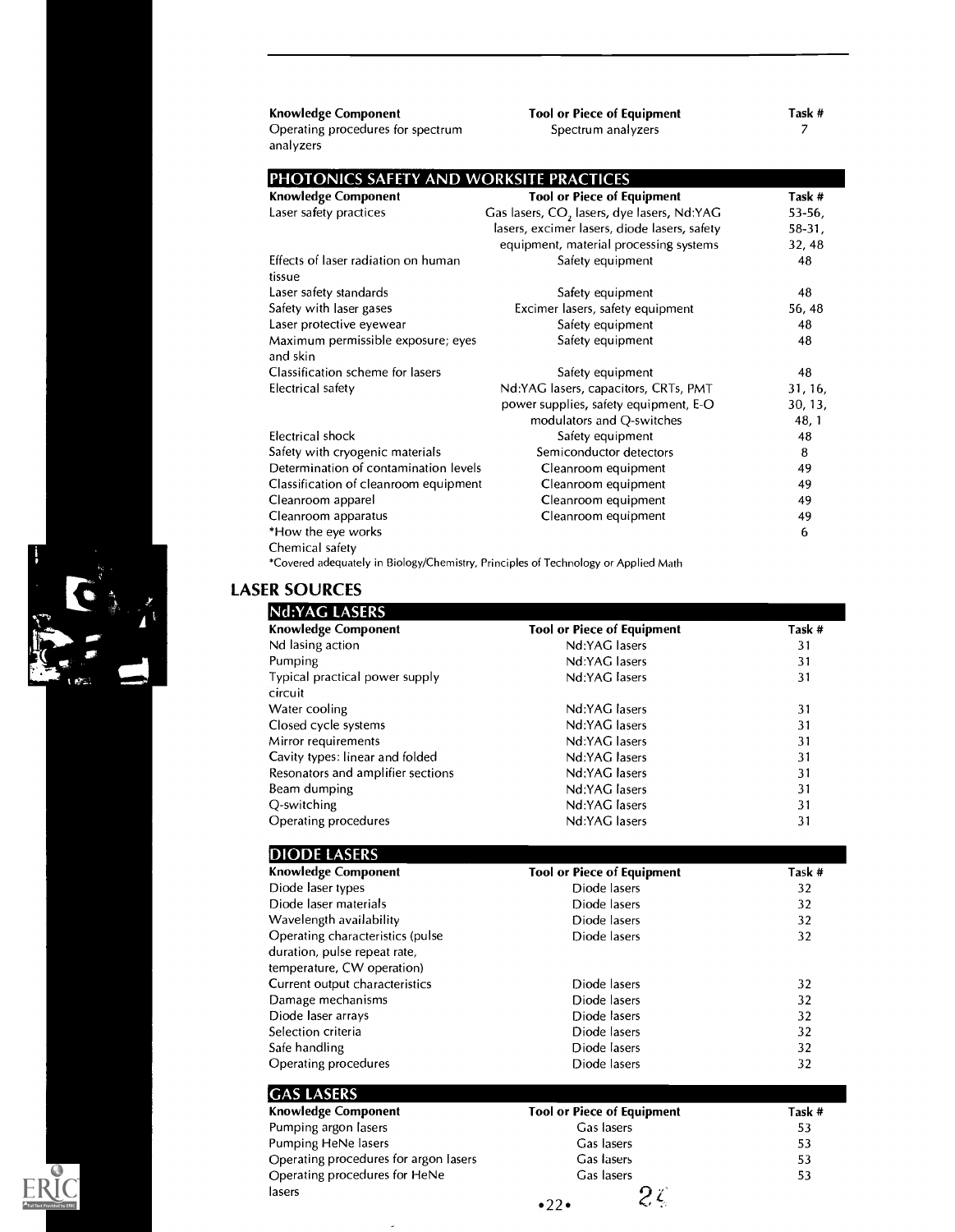| Knowledge Component | Tool or Piece of Equipment | Task # |
|---|---|---|
| Operating procedures for spectrum analyzers | Spectrum analyzers | 7 |

## PHOTONICS SAFETY AND WORKSITE PRACTICES

| Knowledge Component | Tool or Piece of Equipment | Task # |
|---|---|---|
| Laser safety practices | Gas lasers, $CO_2$ lasers, dye lasers, Nd:YAG lasers, excimer lasers, diode lasers, safety equipment, material processing systems | 53-56, 58-31, 32, 48 |
| Effects of laser radiation on human tissue | Safety equipment | 48 |
| Laser safety standards | Safety equipment | 48 |
| Safety with laser gases | Excimer lasers, safety equipment | 56, 48 |
| Laser protective eyewear | Safety equipment | 48 |
| Maximum permissible exposure; eyes and skin | Safety equipment | 48 |
| Classification scheme for lasers | Safety equipment | 48 |
| Electrical safety | Nd:YAG lasers, capacitors, CRTs, PMT power supplies, safety equipment, E-O modulators and Q-switches | 31, 16, 30, 13, 48, 1 |
| Electrical shock | Safety equipment | 48 |
| Safety with cryogenic materials | Semiconductor detectors | 8 |
| Determination of contamination levels | Cleanroom equipment | 49 |
| Classification of cleanroom equipment | Cleanroom equipment | 49 |
| Cleanroom apparel | Cleanroom equipment | 49 |
| Cleanroom apparatus | Cleanroom equipment | 49 |
| *How the eye works | | 6 |
| Chemical safety | | |

*Covered adequately in Biology/Chemistry, Principles of Technology or Applied Math

# LASER SOURCES

## Nd:YAG LASERS

| Knowledge Component | Tool or Piece of Equipment | Task # |
|---|---|---|
| Nd lasing action | Nd:YAG lasers | 31 |
| Pumping | Nd:YAG lasers | 31 |
| Typical practical power supply circuit | Nd:YAG lasers | 31 |
| Water cooling | Nd:YAG lasers | 31 |
| Closed cycle systems | Nd:YAG lasers | 31 |
| Mirror requirements | Nd:YAG lasers | 31 |
| Cavity types: linear and folded | Nd:YAG lasers | 31 |
| Resonators and amplifier sections | Nd:YAG lasers | 31 |
| Beam dumping | Nd:YAG lasers | 31 |
| Q-switching | Nd:YAG lasers | 31 |
| Operating procedures | Nd:YAG lasers | 31 |

## DIODE LASERS

| Knowledge Component | Tool or Piece of Equipment | Task # |
|---|---|---|
| Diode laser types | Diode lasers | 32 |
| Diode laser materials | Diode lasers | 32 |
| Wavelength availability | Diode lasers | 32 |
| Operating characteristics (pulse duration, pulse repeat rate, temperature, CW operation) | Diode lasers | 32 |
| Current output characteristics | Diode lasers | 32 |
| Damage mechanisms | Diode lasers | 32 |
| Diode laser arrays | Diode lasers | 32 |
| Selection criteria | Diode lasers | 32 |
| Safe handling | Diode lasers | 32 |
| Operating procedures | Diode lasers | 32 |

## GAS LASERS

| Knowledge Component | Tool or Piece of Equipment | Task # |
|---|---|---|
| Pumping argon lasers | Gas lasers | 53 |
| Pumping HeNe lasers | Gas lasers | 53 |
| Operating procedures for argon lasers | Gas lasers | 53 |
| Operating procedures for HeNe lasers | Gas lasers | 53 |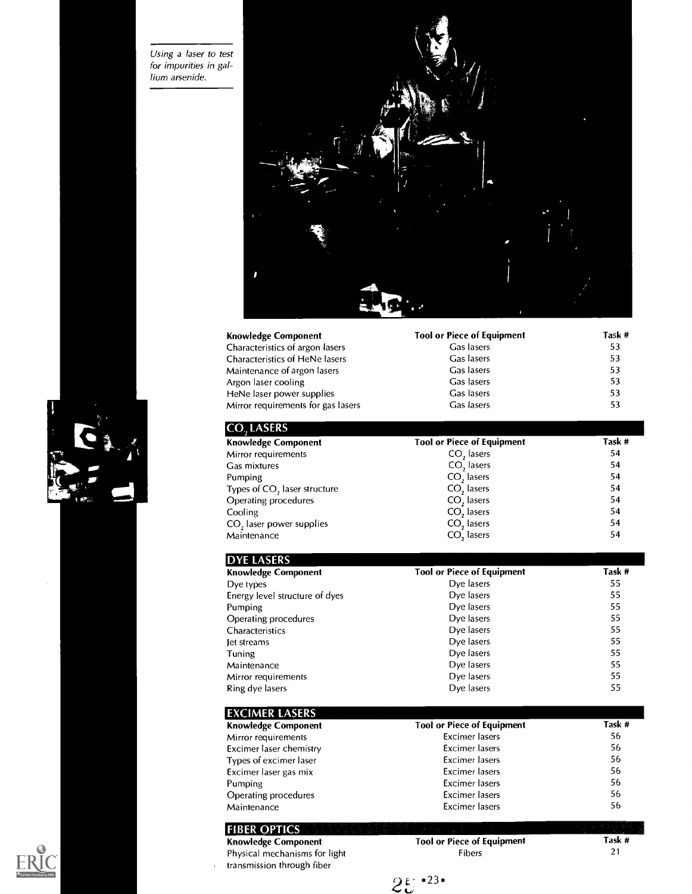*Using a laser to test for impurities in gallium arsenide.*

| Knowledge Component | Tool or Piece of Equipment | Task # |
|---|---|---|
| Characteristics of argon lasers | Gas lasers | 53 |
| Characteristics of HeNe lasers | Gas lasers | 53 |
| Maintenance of argon lasers | Gas lasers | 53 |
| Argon laser cooling | Gas lasers | 53 |
| HeNe laser power supplies | Gas lasers | 53 |
| Mirror requirements for gas lasers | Gas lasers | 53 |

## $CO_2$ LASERS

| Knowledge Component | Tool or Piece of Equipment | Task # |
|---|---|---|
| Mirror requirements | $CO_2$ lasers | 54 |
| Gas mixtures | $CO_2$ lasers | 54 |
| Pumping | $CO_2$ lasers | 54 |
| Types of $CO_2$ laser structure | $CO_2$ lasers | 54 |
| Operating procedures | $CO_2$ lasers | 54 |
| Cooling | $CO_2$ lasers | 54 |
| $CO_2$ laser power supplies | $CO_2$ lasers | 54 |
| Maintenance | $CO_2$ lasers | 54 |

## DYE LASERS

| Knowledge Component | Tool or Piece of Equipment | Task # |
|---|---|---|
| Dye types | Dye lasers | 55 |
| Energy level structure of dyes | Dye lasers | 55 |
| Pumping | Dye lasers | 55 |
| Operating procedures | Dye lasers | 55 |
| Characteristics | Dye lasers | 55 |
| Jet streams | Dye lasers | 55 |
| Tuning | Dye lasers | 55 |
| Maintenance | Dye lasers | 55 |
| Mirror requirements | Dye lasers | 55 |
| Ring dye lasers | Dye lasers | 55 |

## EXCIMER LASERS

| Knowledge Component | Tool or Piece of Equipment | Task # |
|---|---|---|
| Mirror requirements | Excimer lasers | 56 |
| Excimer laser chemistry | Excimer lasers | 56 |
| Types of excimer laser | Excimer lasers | 56 |
| Excimer laser gas mix | Excimer lasers | 56 |
| Pumping | Excimer lasers | 56 |
| Operating procedures | Excimer lasers | 56 |
| Maintenance | Excimer lasers | 56 |

## FIBER OPTICS

| Knowledge Component | Tool or Piece of Equipment | Task # |
|---|---|---|
| Physical mechanisms for light transmission through fiber | Fibers | 21 |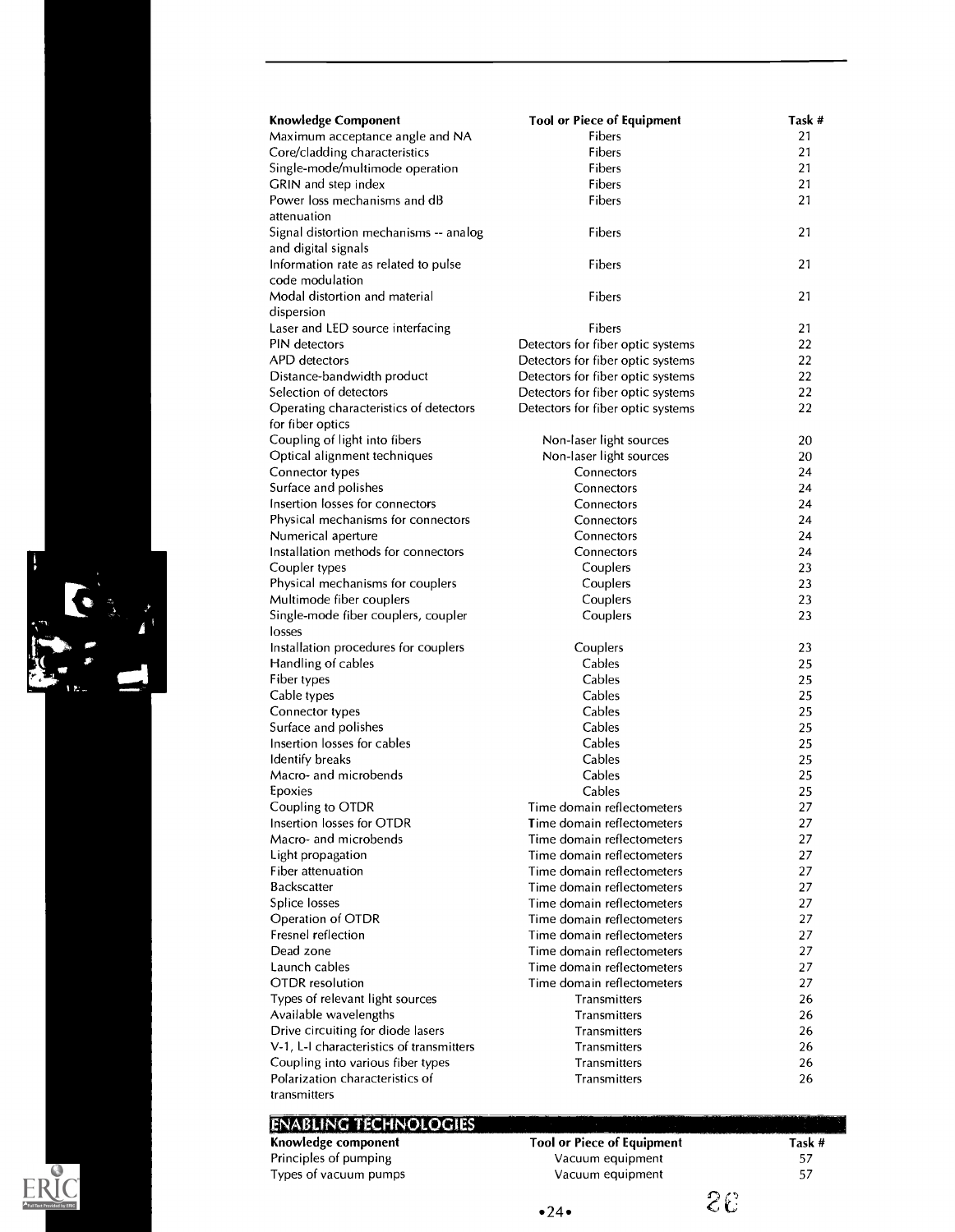| Knowledge Component | Tool or Piece of Equipment | Task # |
|---|---|---|
| Maximum acceptance angle and NA | Fibers | 21 |
| Core/cladding characteristics | Fibers | 21 |
| Single-mode/multimode operation | Fibers | 21 |
| GRIN and step index | Fibers | 21 |
| Power loss mechanisms and dB attenuation | Fibers | 21 |
| Signal distortion mechanisms -- analog and digital signals | Fibers | 21 |
| Information rate as related to pulse code modulation | Fibers | 21 |
| Modal distortion and material dispersion | Fibers | 21 |
| Laser and LED source interfacing | Fibers | 21 |
| PIN detectors | Detectors for fiber optic systems | 22 |
| APD detectors | Detectors for fiber optic systems | 22 |
| Distance-bandwidth product | Detectors for fiber optic systems | 22 |
| Selection of detectors | Detectors for fiber optic systems | 22 |
| Operating characteristics of detectors for fiber optics | Detectors for fiber optic systems | 22 |
| Coupling of light into fibers | Non-laser light sources | 20 |
| Optical alignment techniques | Non-laser light sources | 20 |
| Connector types | Connectors | 24 |
| Surface and polishes | Connectors | 24 |
| Insertion losses for connectors | Connectors | 24 |
| Physical mechanisms for connectors | Connectors | 24 |
| Numerical aperture | Connectors | 24 |
| Installation methods for connectors | Connectors | 24 |
| Coupler types | Couplers | 23 |
| Physical mechanisms for couplers | Couplers | 23 |
| Multimode fiber couplers | Couplers | 23 |
| Single-mode fiber couplers, coupler losses | Couplers | 23 |
| Installation procedures for couplers | Couplers | 23 |
| Handling of cables | Cables | 25 |
| Fiber types | Cables | 25 |
| Cable types | Cables | 25 |
| Connector types | Cables | 25 |
| Surface and polishes | Cables | 25 |
| Insertion losses for cables | Cables | 25 |
| Identify breaks | Cables | 25 |
| Macro- and microbends | Cables | 25 |
| Epoxies | Cables | 25 |
| Coupling to OTDR | Time domain reflectometers | 27 |
| Insertion losses for OTDR | Time domain reflectometers | 27 |
| Macro- and microbends | Time domain reflectometers | 27 |
| Light propagation | Time domain reflectometers | 27 |
| Fiber attenuation | Time domain reflectometers | 27 |
| Backscatter | Time domain reflectometers | 27 |
| Splice losses | Time domain reflectometers | 27 |
| Operation of OTDR | Time domain reflectometers | 27 |
| Fresnel reflection | Time domain reflectometers | 27 |
| Dead zone | Time domain reflectometers | 27 |
| Launch cables | Time domain reflectometers | 27 |
| OTDR resolution | Time domain reflectometers | 27 |
| Types of relevant light sources | Transmitters | 26 |
| Available wavelengths | Transmitters | 26 |
| Drive circuiting for diode lasers | Transmitters | 26 |
| V-1, L-I characteristics of transmitters | Transmitters | 26 |
| Coupling into various fiber types | Transmitters | 26 |
| Polarization characteristics of transmitters | Transmitters | 26 |

## ENABLING TECHNOLOGIES

| Knowledge component | Tool or Piece of Equipment | Task # |
|---|---|---|
| Principles of pumping | Vacuum equipment | 57 |
| Types of vacuum pumps | Vacuum equipment | 57 |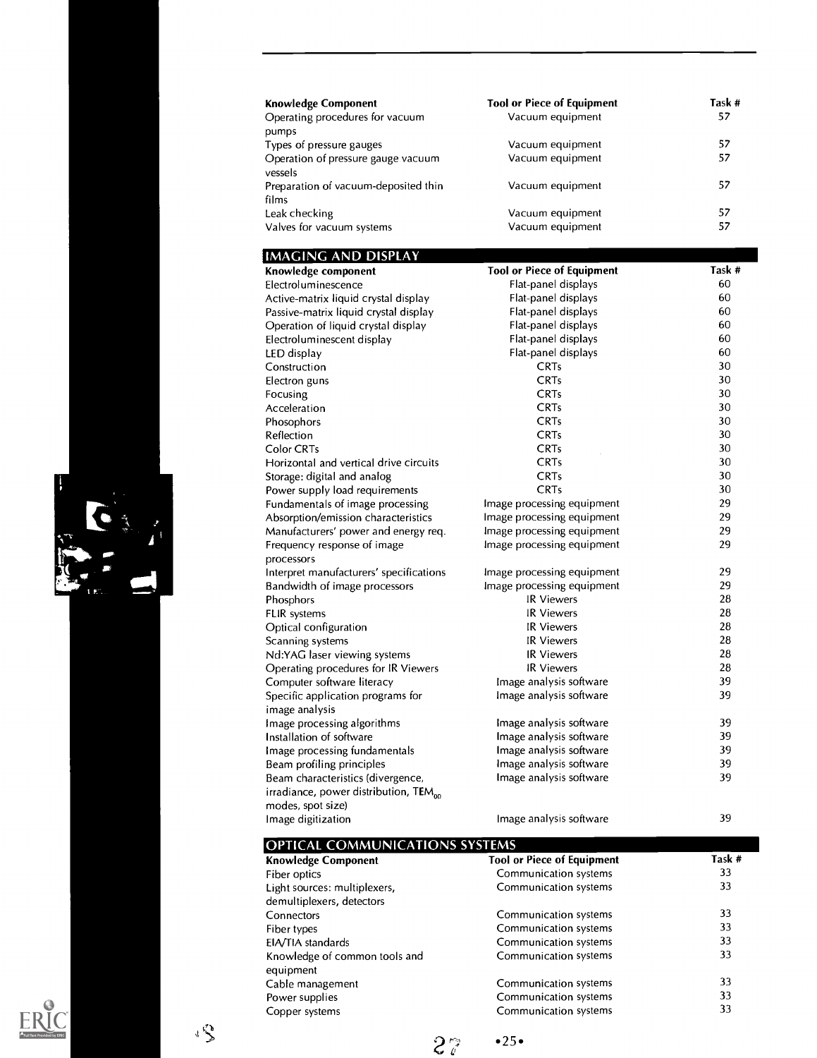| Knowledge Component | Tool or Piece of Equipment | Task # |
|---|---|---|
| Operating procedures for vacuum pumps | Vacuum equipment | 57 |
| Types of pressure gauges | Vacuum equipment | 57 |
| Operation of pressure gauge vacuum vessels | Vacuum equipment | 57 |
| Preparation of vacuum-deposited thin films | Vacuum equipment | 57 |
| Leak checking | Vacuum equipment | 57 |
| Valves for vacuum systems | Vacuum equipment | 57 |

## IMAGING AND DISPLAY

| Knowledge component | Tool or Piece of Equipment | Task # |
|---|---|---|
| Electroluminescence | Flat-panel displays | 60 |
| Active-matrix liquid crystal display | Flat-panel displays | 60 |
| Passive-matrix liquid crystal display | Flat-panel displays | 60 |
| Operation of liquid crystal display | Flat-panel displays | 60 |
| Electroluminescent display | Flat-panel displays | 60 |
| LED display | Flat-panel displays | 60 |
| Construction | CRTs | 30 |
| Electron guns | CRTs | 30 |
| Focusing | CRTs | 30 |
| Acceleration | CRTs | 30 |
| Phosophors | CRTs | 30 |
| Reflection | CRTs | 30 |
| Color CRTs | CRTs | 30 |
| Horizontal and vertical drive circuits | CRTs | 30 |
| Storage: digital and analog | CRTs | 30 |
| Power supply load requirements | CRTs | 30 |
| Fundamentals of image processing | Image processing equipment | 29 |
| Absorption/emission characteristics | Image processing equipment | 29 |
| Manufacturers' power and energy req. | Image processing equipment | 29 |
| Frequency response of image processors | Image processing equipment | 29 |
| Interpret manufacturers' specifications | Image processing equipment | 29 |
| Bandwidth of image processors | Image processing equipment | 29 |
| Phosphors | IR Viewers | 28 |
| FLIR systems | IR Viewers | 28 |
| Optical configuration | IR Viewers | 28 |
| Scanning systems | IR Viewers | 28 |
| Nd:YAG laser viewing systems | IR Viewers | 28 |
| Operating procedures for IR Viewers | IR Viewers | 28 |
| Computer software literacy | Image analysis software | 39 |
| Specific application programs for image analysis | Image analysis software | 39 |
| Image processing algorithms | Image analysis software | 39 |
| Installation of software | Image analysis software | 39 |
| Image processing fundamentals | Image analysis software | 39 |
| Beam profiling principles | Image analysis software | 39 |
| Beam characteristics (divergence, irradiance, power distribution, $TEM_{00}$ modes, spot size) | Image analysis software | 39 |
| Image digitization | Image analysis software | 39 |

## OPTICAL COMMUNICATIONS SYSTEMS

| Knowledge Component | Tool or Piece of Equipment | Task # |
|---|---|---|
| Fiber optics | Communication systems | 33 |
| Light sources: multiplexers, demultiplexers, detectors | Communication systems | 33 |
| Connectors | Communication systems | 33 |
| Fiber types | Communication systems | 33 |
| EIA/TIA standards | Communication systems | 33 |
| Knowledge of common tools and equipment | Communication systems | 33 |
| Cable management | Communication systems | 33 |
| Power supplies | Communication systems | 33 |
| Copper systems | Communication systems | 33 |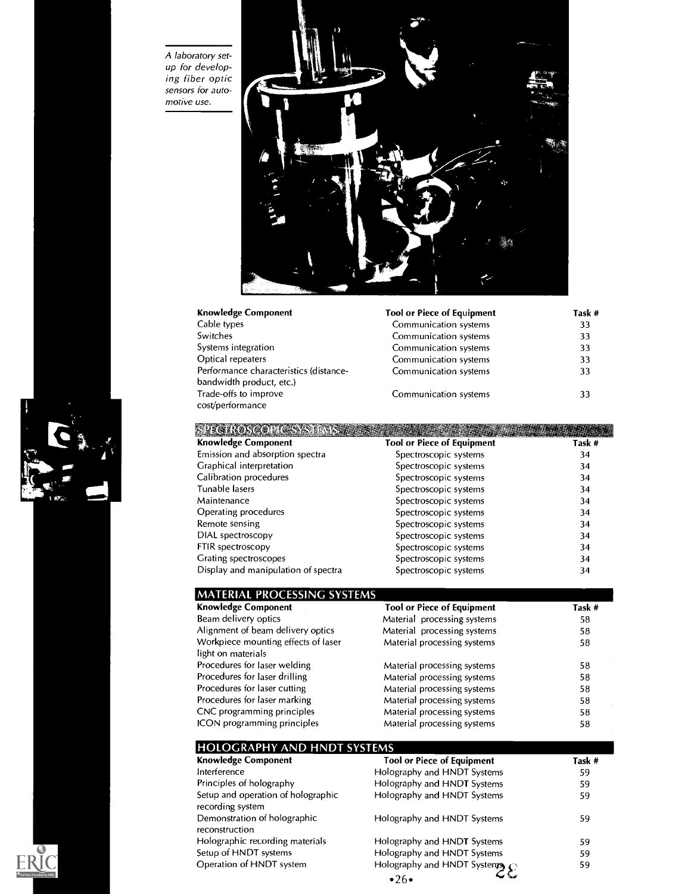A laboratory setup for developing fiber optic sensors for automotive use.

| Knowledge Component | Tool or Piece of Equipment | Task # |
|---|---|---|
| Cable types | Communication systems | 33 |
| Switches | Communication systems | 33 |
| Systems integration | Communication systems | 33 |
| Optical repeaters | Communication systems | 33 |
| Performance characteristics (distance-bandwidth product, etc.) | Communication systems | 33 |
| Trade-offs to improve cost/performance | Communication systems | 33 |

## SPECTROSCOPIC SYSTEMS

| Knowledge Component | Tool or Piece of Equipment | Task # |
|---|---|---|
| Emission and absorption spectra | Spectroscopic systems | 34 |
| Graphical interpretation | Spectroscopic systems | 34 |
| Calibration procedures | Spectroscopic systems | 34 |
| Tunable lasers | Spectroscopic systems | 34 |
| Maintenance | Spectroscopic systems | 34 |
| Operating procedures | Spectroscopic systems | 34 |
| Remote sensing | Spectroscopic systems | 34 |
| DIAL spectroscopy | Spectroscopic systems | 34 |
| FTIR spectroscopy | Spectroscopic systems | 34 |
| Grating spectroscopes | Spectroscopic systems | 34 |
| Display and manipulation of spectra | Spectroscopic systems | 34 |

## MATERIAL PROCESSING SYSTEMS

| Knowledge Component | Tool or Piece of Equipment | Task # |
|---|---|---|
| Beam delivery optics | Material processing systems | 58 |
| Alignment of beam delivery optics | Material processing systems | 58 |
| Workpiece mounting effects of laser light on materials | Material processing systems | 58 |
| Procedures for laser welding | Material processing systems | 58 |
| Procedures for laser drilling | Material processing systems | 58 |
| Procedures for laser cutting | Material processing systems | 58 |
| Procedures for laser marking | Material processing systems | 58 |
| CNC programming principles | Material processing systems | 58 |
| ICON programming principles | Material processing systems | 58 |

## HOLOGRAPHY AND HNDT SYSTEMS

| Knowledge Component | Tool or Piece of Equipment | Task # |
|---|---|---|
| Interference | Holography and HNDT Systems | 59 |
| Principles of holography | Holography and HNDT Systems | 59 |
| Setup and operation of holographic recording system | Holography and HNDT Systems | 59 |
| Demonstration of holographic reconstruction | Holography and HNDT Systems | 59 |
| Holographic recording materials | Holography and HNDT Systems | 59 |
| Setup of HNDT systems | Holography and HNDT Systems | 59 |
| Operation of HNDT system | Holography and HNDT Systems | 59 |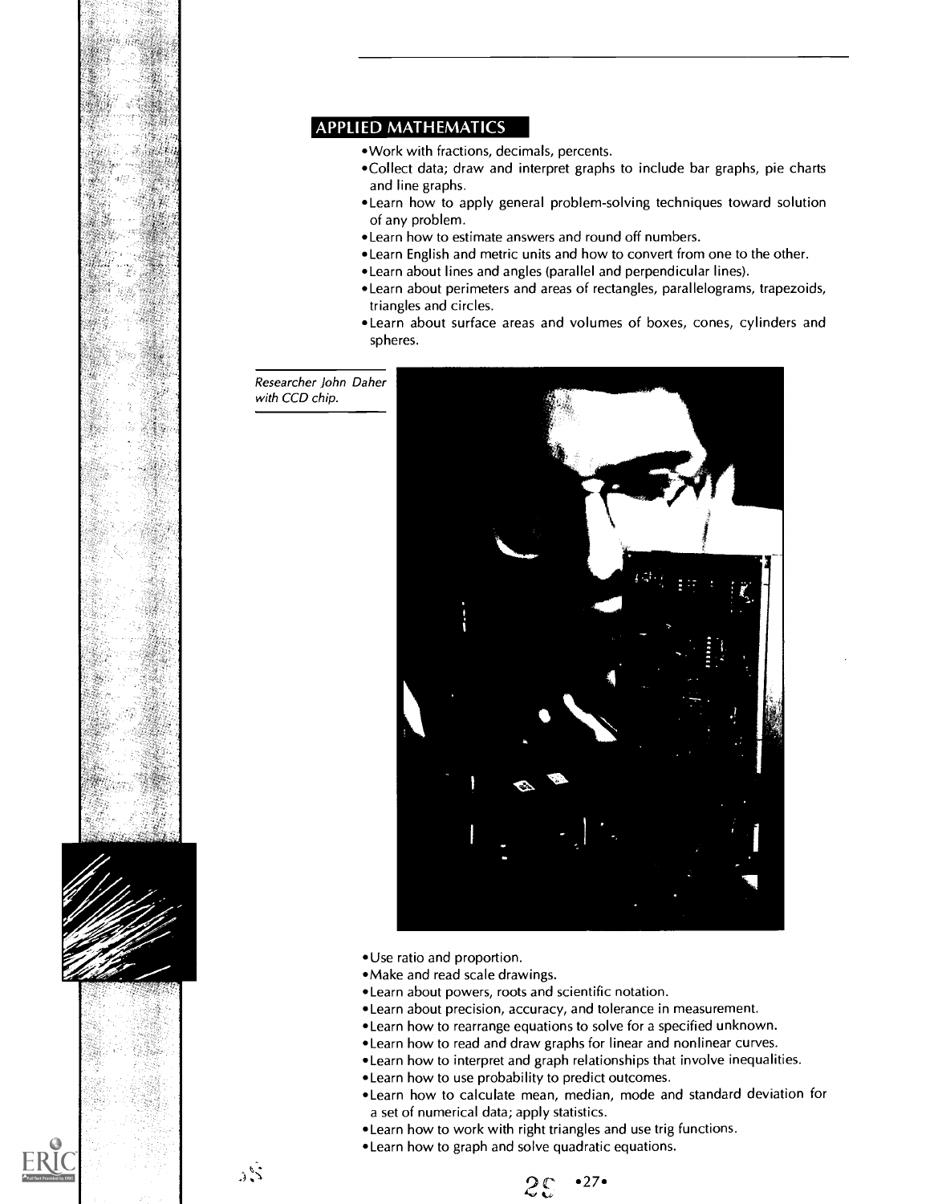## APPLIED MATHEMATICS

- Work with fractions, decimals, percents.
- Collect data; draw and interpret graphs to include bar graphs, pie charts and line graphs.
- Learn how to apply general problem-solving techniques toward solution of any problem.
- Learn how to estimate answers and round off numbers.
- Learn English and metric units and how to convert from one to the other.
- Learn about lines and angles (parallel and perpendicular lines).
- Learn about perimeters and areas of rectangles, parallelograms, trapezoids, triangles and circles.
- Learn about surface areas and volumes of boxes, cones, cylinders and spheres.

*Researcher John Daher with CCD chip.*

- Use ratio and proportion.
- Make and read scale drawings.
- Learn about powers, roots and scientific notation.
- Learn about precision, accuracy, and tolerance in measurement.
- Learn how to rearrange equations to solve for a specified unknown.
- Learn how to read and draw graphs for linear and nonlinear curves.
- Learn how to interpret and graph relationships that involve inequalities.
- Learn how to use probability to predict outcomes.
- Learn how to calculate mean, median, mode and standard deviation for a set of numerical data; apply statistics.
- Learn how to work with right triangles and use trig functions.
- Learn how to graph and solve quadratic equations.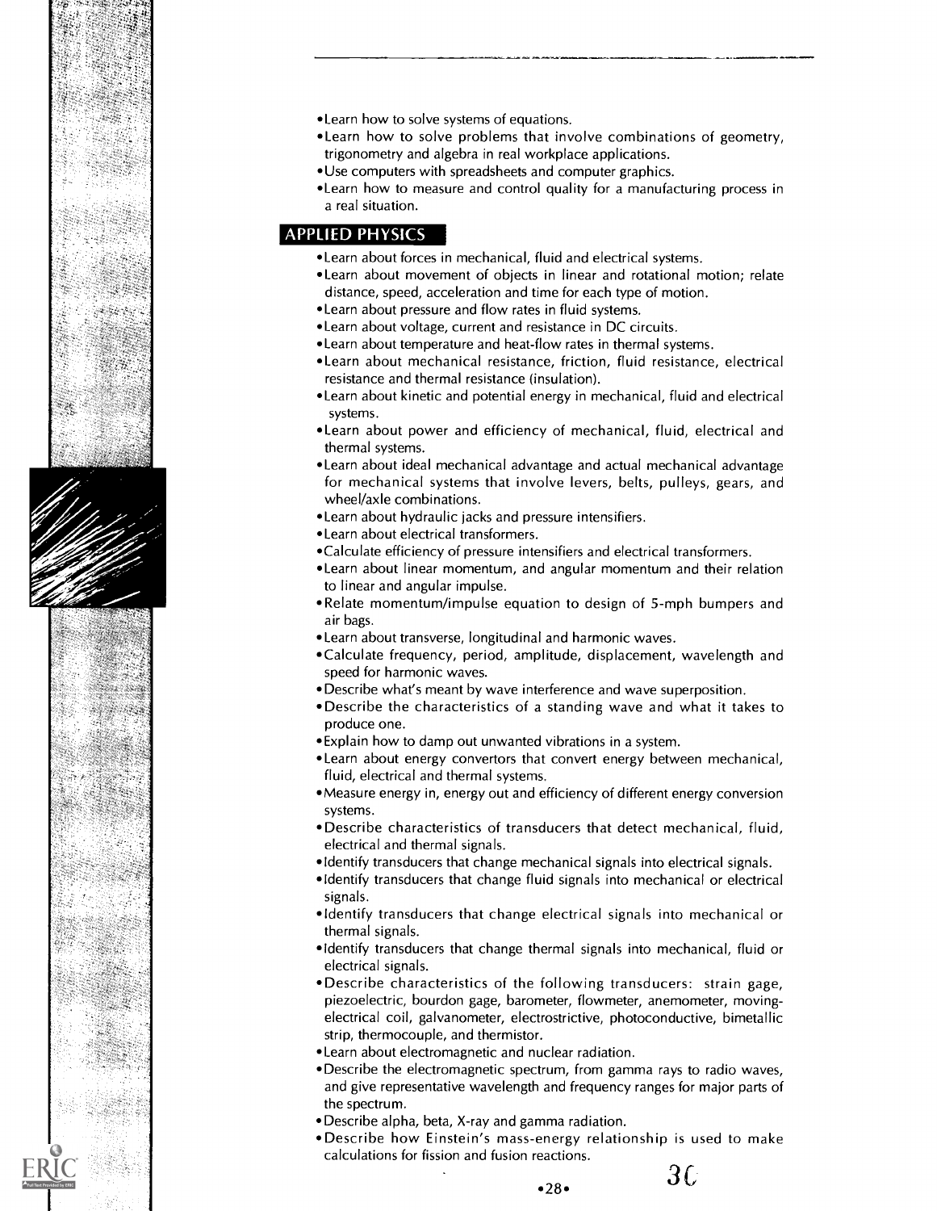- Learn how to solve systems of equations.
- Learn how to solve problems that involve combinations of geometry, trigonometry and algebra in real workplace applications.
- Use computers with spreadsheets and computer graphics.
- Learn how to measure and control quality for a manufacturing process in a real situation.

## APPLIED PHYSICS

- Learn about forces in mechanical, fluid and electrical systems.
- Learn about movement of objects in linear and rotational motion; relate distance, speed, acceleration and time for each type of motion.
- Learn about pressure and flow rates in fluid systems.
- Learn about voltage, current and resistance in DC circuits.
- Learn about temperature and heat-flow rates in thermal systems.
- Learn about mechanical resistance, friction, fluid resistance, electrical resistance and thermal resistance (insulation).
- Learn about kinetic and potential energy in mechanical, fluid and electrical systems.
- Learn about power and efficiency of mechanical, fluid, electrical and thermal systems.
- Learn about ideal mechanical advantage and actual mechanical advantage for mechanical systems that involve levers, belts, pulleys, gears, and wheel/axle combinations.
- Learn about hydraulic jacks and pressure intensifiers.
- Learn about electrical transformers.
- Calculate efficiency of pressure intensifiers and electrical transformers.
- Learn about linear momentum, and angular momentum and their relation to linear and angular impulse.
- Relate momentum/impulse equation to design of 5-mph bumpers and air bags.
- Learn about transverse, longitudinal and harmonic waves.
- Calculate frequency, period, amplitude, displacement, wavelength and speed for harmonic waves.
- Describe what's meant by wave interference and wave superposition.
- Describe the characteristics of a standing wave and what it takes to produce one.
- Explain how to damp out unwanted vibrations in a system.
- Learn about energy convertors that convert energy between mechanical, fluid, electrical and thermal systems.
- Measure energy in, energy out and efficiency of different energy conversion systems.
- Describe characteristics of transducers that detect mechanical, fluid, electrical and thermal signals.
- Identify transducers that change mechanical signals into electrical signals.
- Identify transducers that change fluid signals into mechanical or electrical signals.
- Identify transducers that change electrical signals into mechanical or thermal signals.
- Identify transducers that change thermal signals into mechanical, fluid or electrical signals.
- Describe characteristics of the following transducers: strain gage, piezoelectric, bourdon gage, barometer, flowmeter, anemometer, moving-electrical coil, galvanometer, electrostrictive, photoconductive, bimetallic strip, thermocouple, and thermistor.
- Learn about electromagnetic and nuclear radiation.
- Describe the electromagnetic spectrum, from gamma rays to radio waves, and give representative wavelength and frequency ranges for major parts of the spectrum.
- Describe alpha, beta, X-ray and gamma radiation.
- Describe how Einstein's mass-energy relationship is used to make calculations for fission and fusion reactions.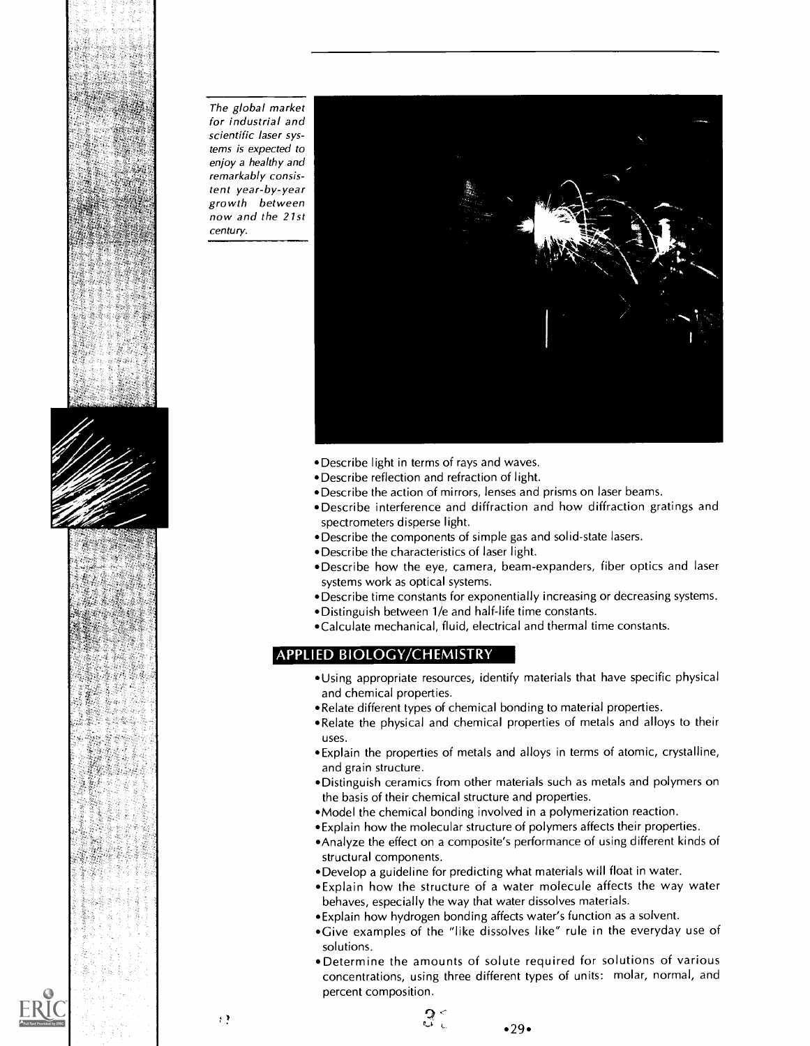*The global market for industrial and scientific laser systems is expected to enjoy a healthy and remarkably consistent year-by-year growth between now and the 21st century.*

- Describe light in terms of rays and waves.
- Describe reflection and refraction of light.
- Describe the action of mirrors, lenses and prisms on laser beams.
- Describe interference and diffraction and how diffraction gratings and spectrometers disperse light.
- Describe the components of simple gas and solid-state lasers.
- Describe the characteristics of laser light.
- Describe how the eye, camera, beam-expanders, fiber optics and laser systems work as optical systems.
- Describe time constants for exponentially increasing or decreasing systems.
- Distinguish between 1/e and half-life time constants.
- Calculate mechanical, fluid, electrical and thermal time constants.

## APPLIED BIOLOGY/CHEMISTRY

- Using appropriate resources, identify materials that have specific physical and chemical properties.
- Relate different types of chemical bonding to material properties.
- Relate the physical and chemical properties of metals and alloys to their uses.
- Explain the properties of metals and alloys in terms of atomic, crystalline, and grain structure.
- Distinguish ceramics from other materials such as metals and polymers on the basis of their chemical structure and properties.
- Model the chemical bonding involved in a polymerization reaction.
- Explain how the molecular structure of polymers affects their properties.
- Analyze the effect on a composite's performance of using different kinds of structural components.
- Develop a guideline for predicting what materials will float in water.
- Explain how the structure of a water molecule affects the way water behaves, especially the way that water dissolves materials.
- Explain how hydrogen bonding affects water's function as a solvent.
- Give examples of the "like dissolves like" rule in the everyday use of solutions.
- Determine the amounts of solute required for solutions of various concentrations, using three different types of units: molar, normal, and percent composition.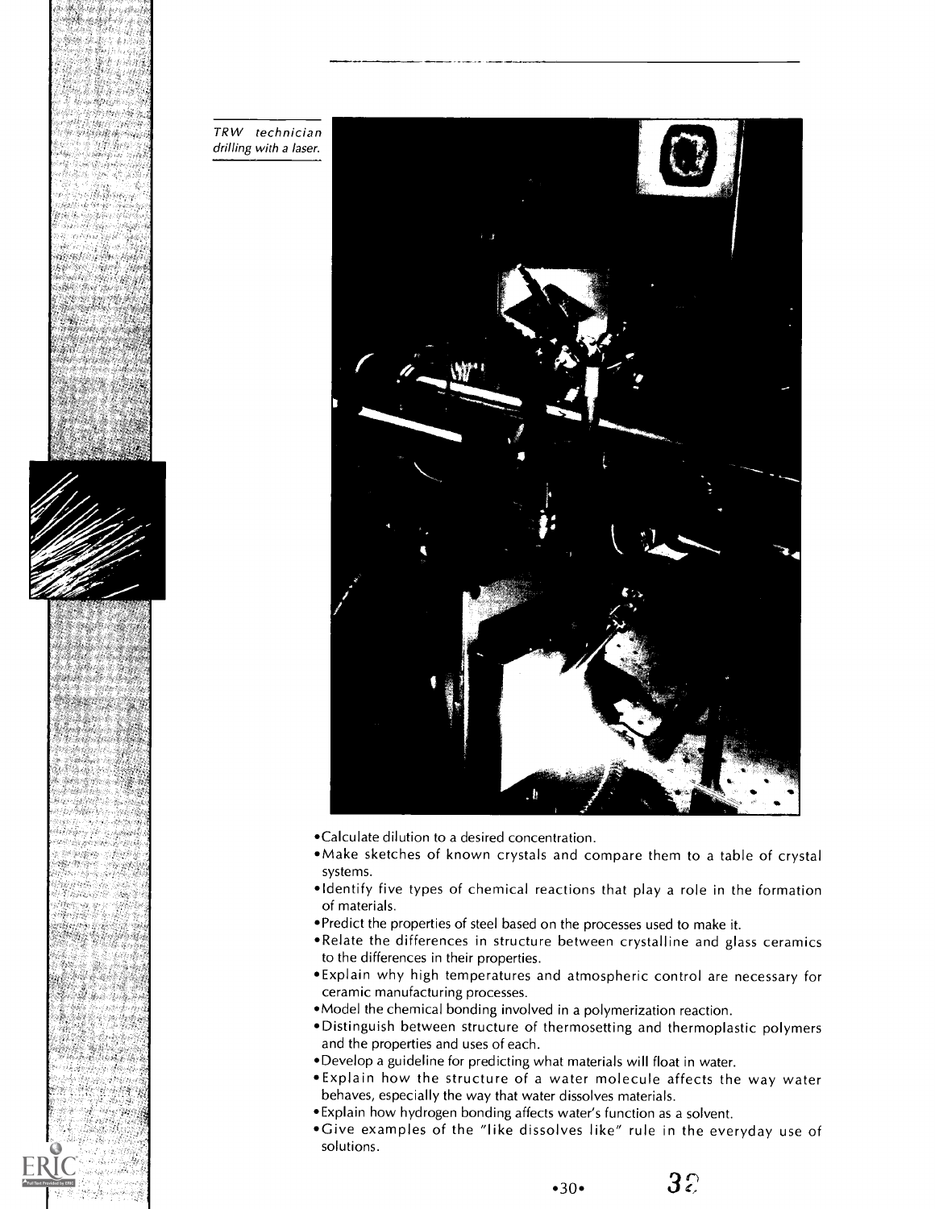*TRW technician drilling with a laser.*

- Calculate dilution to a desired concentration.
- Make sketches of known crystals and compare them to a table of crystal systems.
- Identify five types of chemical reactions that play a role in the formation of materials.
- Predict the properties of steel based on the processes used to make it.
- Relate the differences in structure between crystalline and glass ceramics to the differences in their properties.
- Explain why high temperatures and atmospheric control are necessary for ceramic manufacturing processes.
- Model the chemical bonding involved in a polymerization reaction.
- Distinguish between structure of thermosetting and thermoplastic polymers and the properties and uses of each.
- Develop a guideline for predicting what materials will float in water.
- Explain how the structure of a water molecule affects the way water behaves, especially the way that water dissolves materials.
- Explain how hydrogen bonding affects water's function as a solvent.
- Give examples of the "like dissolves like" rule in the everyday use of solutions.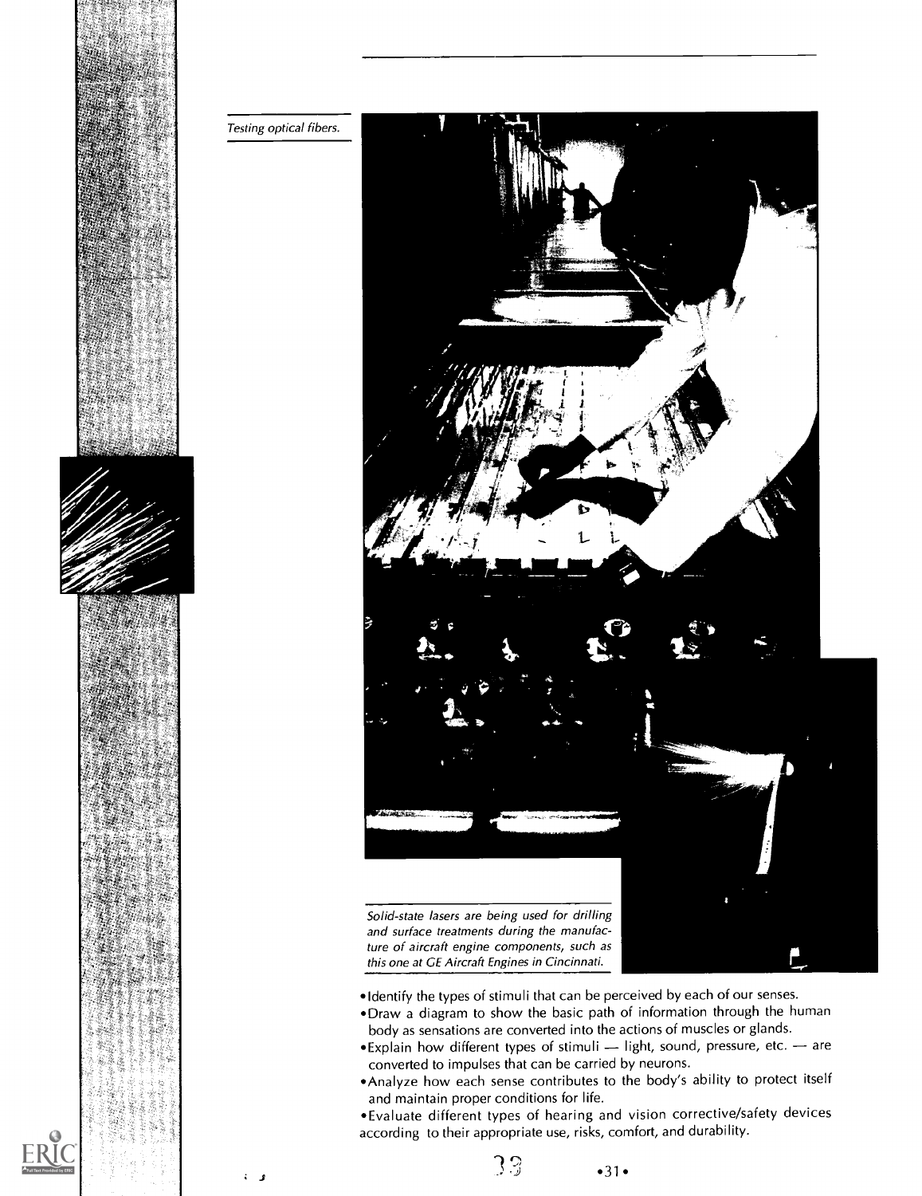*Testing optical fibers.*

*Solid-state lasers are being used for drilling and surface treatments during the manufacture of aircraft engine components, such as this one at GE Aircraft Engines in Cincinnati.*

- Identify the types of stimuli that can be perceived by each of our senses.
- Draw a diagram to show the basic path of information through the human body as sensations are converted into the actions of muscles or glands.
- Explain how different types of stimuli — light, sound, pressure, etc. — are converted to impulses that can be carried by neurons.
- Analyze how each sense contributes to the body's ability to protect itself and maintain proper conditions for life.
- Evaluate different types of hearing and vision corrective/safety devices according to their appropriate use, risks, comfort, and durability.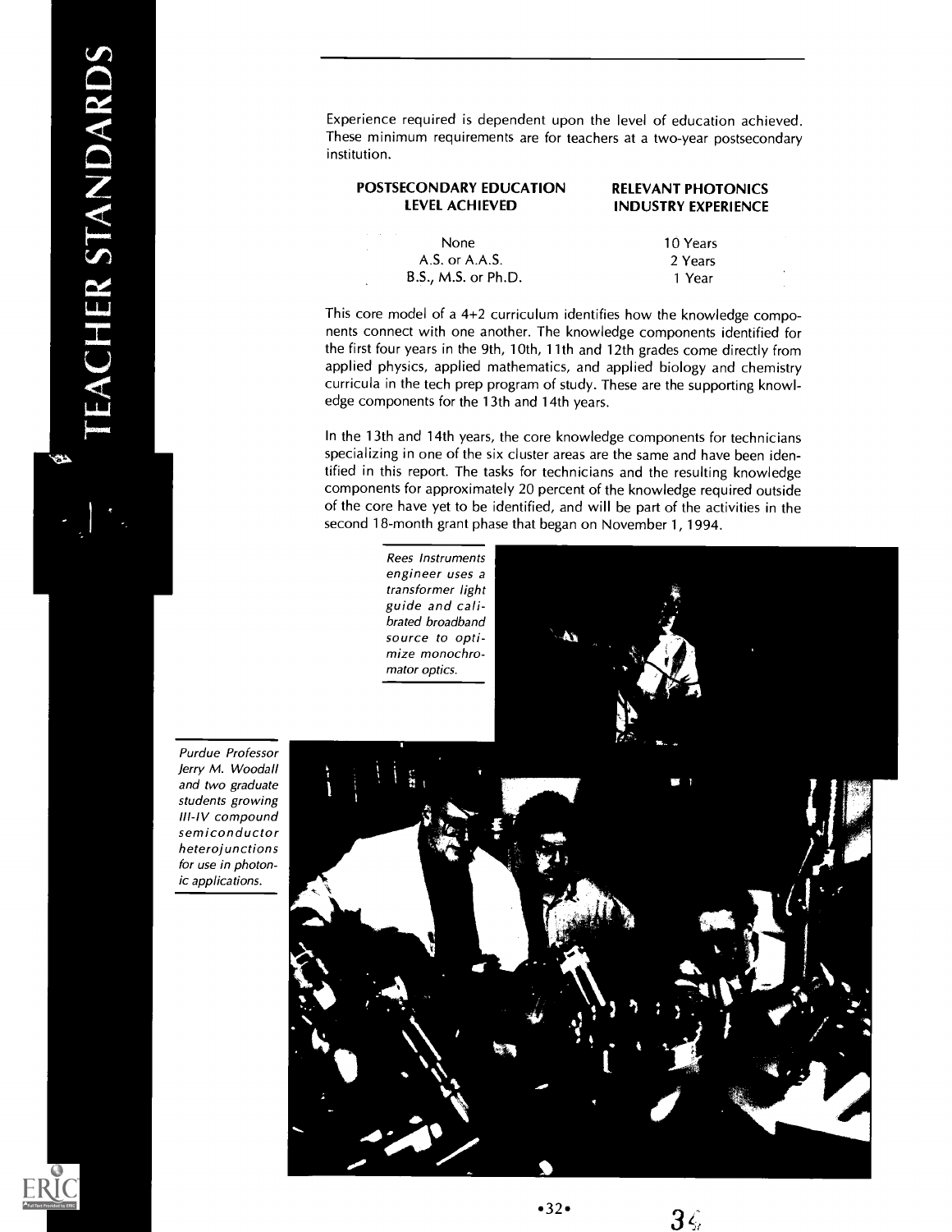Experience required is dependent upon the level of education achieved. These minimum requirements are for teachers at a two-year postsecondary institution.

| POSTSECONDARY EDUCATION LEVEL ACHIEVED | RELEVANT PHOTONICS INDUSTRY EXPERIENCE |
|---|---|
| None | 10 Years |
| A.S. or A.A.S. | 2 Years |
| B.S., M.S. or Ph.D. | 1 Year |

This core model of a 4+2 curriculum identifies how the knowledge components connect with one another. The knowledge components identified for the first four years in the 9th, 10th, 11th and 12th grades come directly from applied physics, applied mathematics, and applied biology and chemistry curricula in the tech prep program of study. These are the supporting knowledge components for the 13th and 14th years.

In the 13th and 14th years, the core knowledge components for technicians specializing in one of the six cluster areas are the same and have been identified in this report. The tasks for technicians and the resulting knowledge components for approximately 20 percent of the knowledge required outside of the core have yet to be identified, and will be part of the activities in the second 18-month grant phase that began on November 1, 1994.

*Rees Instruments engineer uses a transformer light guide and calibrated broadband source to optimize monochromator optics.*

*Purdue Professor Jerry M. Woodall and two graduate students growing III-IV compound semiconductor heterojunctions for use in photonic applications.*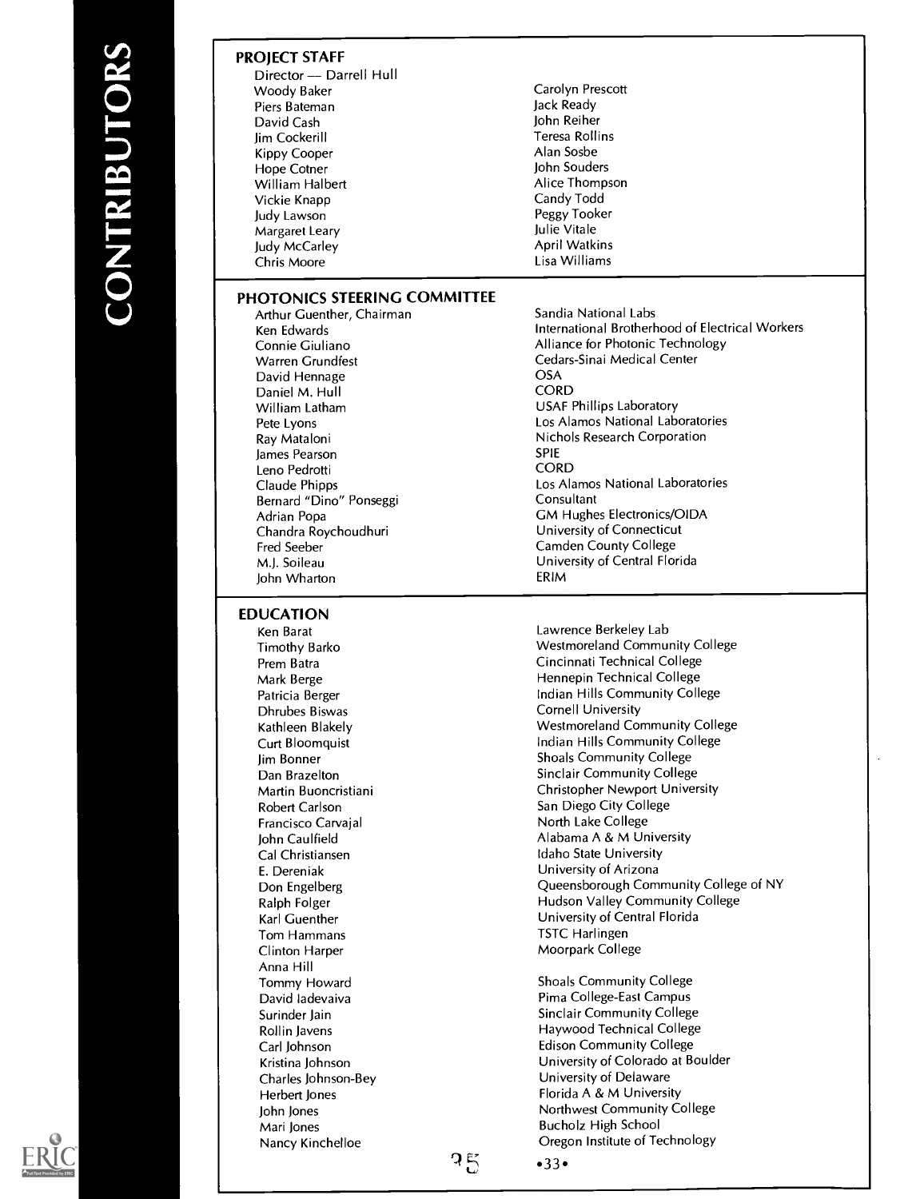# CONTRIBUTORS

## PROJECT STAFF

Director — Darrell Hull

- Woody Baker
- Piers Bateman
- David Cash
- Jim Cockerill
- Kippy Cooper
- Hope Cotner
- William Halbert
- Vickie Knapp
- Judy Lawson
- Margaret Leary
- Judy McCarley
- Chris Moore
- Carolyn Prescott
- Jack Ready
- John Reiher
- Teresa Rollins
- Alan Sosbe
- John Souders
- Alice Thompson
- Candy Todd
- Peggy Tooker
- Julie Vitale
- April Watkins
- Lisa Williams

## PHOTONICS STEERING COMMITTEE

| Name | Affiliation |
|---|---|
| Arthur Guenther, Chairman | Sandia National Labs |
| Ken Edwards | International Brotherhood of Electrical Workers |
| Connie Giuliano | Alliance for Photonic Technology |
| Warren Grundfest | Cedars-Sinai Medical Center |
| David Hennage | OSA |
| Daniel M. Hull | CORD |
| William Latham | USAF Phillips Laboratory |
| Pete Lyons | Los Alamos National Laboratories |
| Ray Mataloni | Nichols Research Corporation |
| James Pearson | SPIE |
| Leno Pedrotti | CORD |
| Claude Phipps | Los Alamos National Laboratories |
| Bernard "Dino" Ponseggi | Consultant |
| Adrian Popa | GM Hughes Electronics/OIDA |
| Chandra Roychoudhuri | University of Connecticut |
| Fred Seeber | Camden County College |
| M.J. Soileau | University of Central Florida |
| John Wharton | ERIM |

## EDUCATION

| Name | Affiliation |
|---|---|
| Ken Barat | Lawrence Berkeley Lab |
| Timothy Barko | Westmoreland Community College |
| Prem Batra | Cincinnati Technical College |
| Mark Berge | Hennepin Technical College |
| Patricia Berger | Indian Hills Community College |
| Dhrubes Biswas | Cornell University |
| Kathleen Blakely | Westmoreland Community College |
| Curt Bloomquist | Indian Hills Community College |
| Jim Bonner | Shoals Community College |
| Dan Brazelton | Sinclair Community College |
| Martin Buoncristiani | Christopher Newport University |
| Robert Carlson | San Diego City College |
| Francisco Carvajal | North Lake College |
| John Caulfield | Alabama A & M University |
| Cal Christiansen | Idaho State University |
| E. Dereniak | University of Arizona |
| Don Engelberg | Queensborough Community College of NY |
| Ralph Folger | Hudson Valley Community College |
| Karl Guenther | University of Central Florida |
| Tom Hammans | TSTC Harlingen |
| Clinton Harper | Moorpark College |
| Anna Hill | |
| Tommy Howard | Shoals Community College |
| David Iadevaiva | Pima College-East Campus |
| Surinder Jain | Sinclair Community College |
| Rollin Javens | Haywood Technical College |
| Carl Johnson | Edison Community College |
| Kristina Johnson | University of Colorado at Boulder |
| Charles Johnson-Bey | University of Delaware |
| Herbert Jones | Florida A & M University |
| John Jones | Northwest Community College |
| Mari Jones | Bucholz High School |
| Nancy Kinchelloe | Oregon Institute of Technology |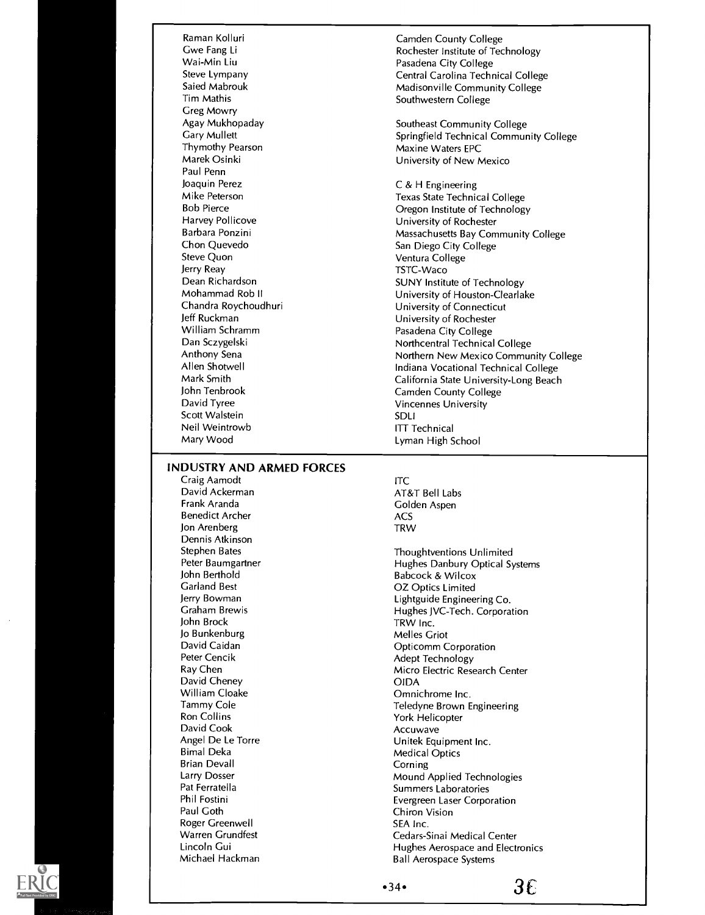| | |
|---|---|
| Raman Kolluri | Camden County College |
| Gwe Fang Li | Rochester Institute of Technology |
| Wai-Min Liu | Pasadena City College |
| Steve Lympany | Central Carolina Technical College |
| Saied Mabrouk | Madisonville Community College |
| Tim Mathis | Southwestern College |
| Greg Mowry | |
| Agay Mukhopaday | Southeast Community College |
| Gary Mullett | Springfield Technical Community College |
| Thymothy Pearson | Maxine Waters EPC |
| Marek Osinki | University of New Mexico |
| Paul Penn | |
| Joaquin Perez | C & H Engineering |
| Mike Peterson | Texas State Technical College |
| Bob Pierce | Oregon Institute of Technology |
| Harvey Pollicove | University of Rochester |
| Barbara Ponzini | Massachusetts Bay Community College |
| Chon Quevedo | San Diego City College |
| Steve Quon | Ventura College |
| Jerry Reay | TSTC-Waco |
| Dean Richardson | SUNY Institute of Technology |
| Mohammad Rob II | University of Houston-Clearlake |
| Chandra Roychoudhuri | University of Connecticut |
| Jeff Ruckman | University of Rochester |
| William Schramm | Pasadena City College |
| Dan Sczygelski | Northcentral Technical College |
| Anthony Sena | Northern New Mexico Community College |
| Allen Shotwell | Indiana Vocational Technical College |
| Mark Smith | California State University-Long Beach |
| John Tenbrook | Camden County College |
| David Tyree | Vincennes University |
| Scott Walstein | SDLI |
| Neil Weintrowb | ITT Technical |
| Mary Wood | Lyman High School |

## INDUSTRY AND ARMED FORCES

| | |
|---|---|
| Craig Aamodt | ITC |
| David Ackerman | AT&T Bell Labs |
| Frank Aranda | Golden Aspen |
| Benedict Archer | ACS |
| Jon Arenberg | TRW |
| Dennis Atkinson | |
| Stephen Bates | Thoughtventions Unlimited |
| Peter Baumgartner | Hughes Danbury Optical Systems |
| John Berthold | Babcock & Wilcox |
| Garland Best | OZ Optics Limited |
| Jerry Bowman | Lightguide Engineering Co. |
| Graham Brewis | Hughes JVC-Tech. Corporation |
| John Brock | TRW Inc. |
| Jo Bunkenburg | Melles Griot |
| David Caidan | Opticomm Corporation |
| Peter Cencik | Adept Technology |
| Ray Chen | Micro Electric Research Center |
| David Cheney | OIDA |
| William Cloake | Omnichrome Inc. |
| Tammy Cole | Teledyne Brown Engineering |
| Ron Collins | York Helicopter |
| David Cook | Accuwave |
| Angel De Le Torre | Unitek Equipment Inc. |
| Bimal Deka | Medical Optics |
| Brian Devall | Corning |
| Larry Dosser | Mound Applied Technologies |
| Pat Ferratella | Summers Laboratories |
| Phil Fostini | Evergreen Laser Corporation |
| Paul Goth | Chiron Vision |
| Roger Greenwell | SEA Inc. |
| Warren Grundfest | Cedars-Sinai Medical Center |
| Lincoln Gui | Hughes Aerospace and Electronics |
| Michael Hackman | Ball Aerospace Systems |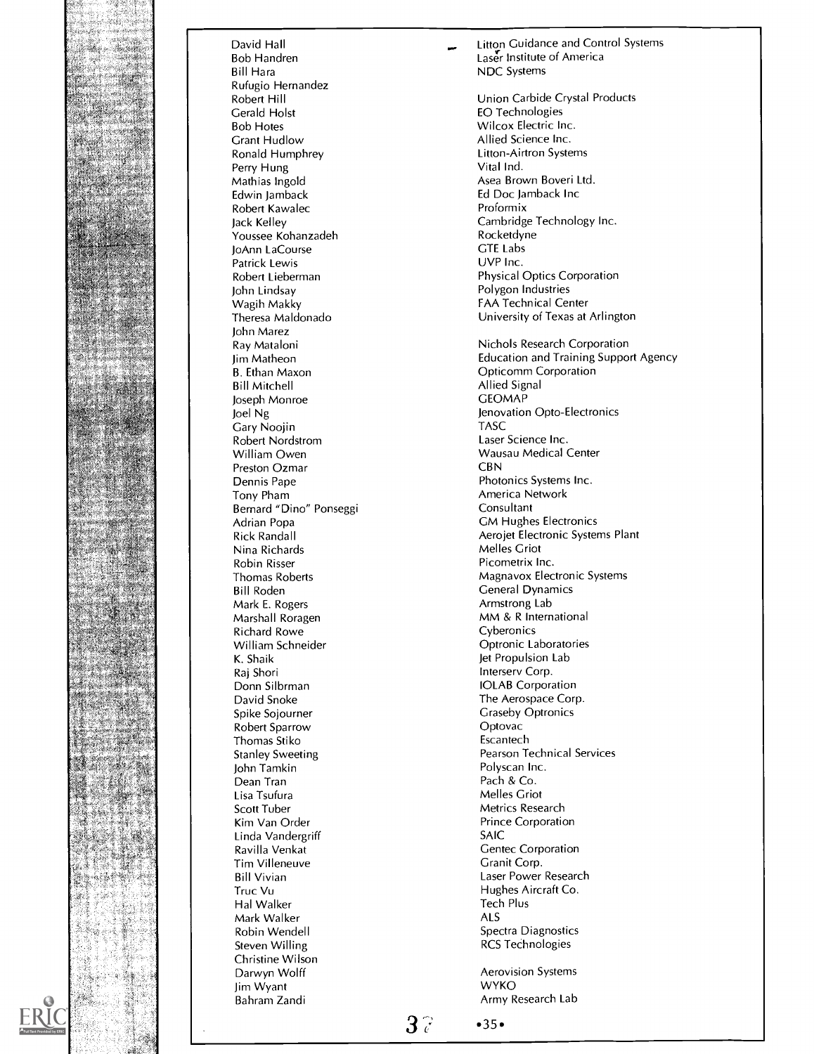| | |
|---|---|
| David Hall | Litton Guidance and Control Systems |
| Bob Handren | Laser Institute of America |
| Bill Hara | NDC Systems |
| Rufugio Hernandez | |
| Robert Hill | Union Carbide Crystal Products |
| Gerald Holst | EO Technologies |
| Bob Hotes | Wilcox Electric Inc. |
| Grant Hudlow | Allied Science Inc. |
| Ronald Humphrey | Litton-Airtron Systems |
| Perry Hung | Vital Ind. |
| Mathias Ingold | Asea Brown Boveri Ltd. |
| Edwin Jamback | Ed Doc Jamback Inc |
| Robert Kawalec | Proformix |
| Jack Kelley | Cambridge Technology Inc. |
| Youssee Kohanzadeh | Rocketdyne |
| JoAnn LaCourse | GTE Labs |
| Patrick Lewis | UVP Inc. |
| Robert Lieberman | Physical Optics Corporation |
| John Lindsay | Polygon Industries |
| Wagih Makky | FAA Technical Center |
| Theresa Maldonado | University of Texas at Arlington |
| John Marez | |
| Ray Mataloni | Nichols Research Corporation |
| Jim Matheon | Education and Training Support Agency |
| B. Ethan Maxon | Opticomm Corporation |
| Bill Mitchell | Allied Signal |
| Joseph Monroe | GEOMAP |
| Joel Ng | Jenovation Opto-Electronics |
| Gary Noojin | TASC |
| Robert Nordstrom | Laser Science Inc. |
| William Owen | Wausau Medical Center |
| Preston Ozmar | CBN |
| Dennis Pape | Photonics Systems Inc. |
| Tony Pham | America Network |
| Bernard "Dino" Ponseggi | Consultant |
| Adrian Popa | GM Hughes Electronics |
| Rick Randall | Aerojet Electronic Systems Plant |
| Nina Richards | Melles Griot |
| Robin Risser | Picometrix Inc. |
| Thomas Roberts | Magnavox Electronic Systems |
| Bill Roden | General Dynamics |
| Mark E. Rogers | Armstrong Lab |
| Marshall Roragen | MM & R International |
| Richard Rowe | Cyberonics |
| William Schneider | Optronic Laboratories |
| K. Shaik | Jet Propulsion Lab |
| Raj Shori | Interserv Corp. |
| Donn Silbrman | IOLAB Corporation |
| David Snoke | The Aerospace Corp. |
| Spike Sojourner | Graseby Optronics |
| Robert Sparrow | Optovac |
| Thomas Stiko | Escantech |
| Stanley Sweeting | Pearson Technical Services |
| John Tamkin | Polyscan Inc. |
| Dean Tran | Pach & Co. |
| Lisa Tsufura | Melles Griot |
| Scott Tuber | Metrics Research |
| Kim Van Order | Prince Corporation |
| Linda Vandergriff | SAIC |
| Ravilla Venkat | Gentec Corporation |
| Tim Villeneuve | Granit Corp. |
| Bill Vivian | Laser Power Research |
| Truc Vu | Hughes Aircraft Co. |
| Hal Walker | Tech Plus |
| Mark Walker | ALS |
| Robin Wendell | Spectra Diagnostics |
| Steven Willing | RCS Technologies |
| Christine Wilson | |
| Darwyn Wolff | Aerovision Systems |
| Jim Wyant | WYKO |
| Bahram Zandi | Army Research Lab |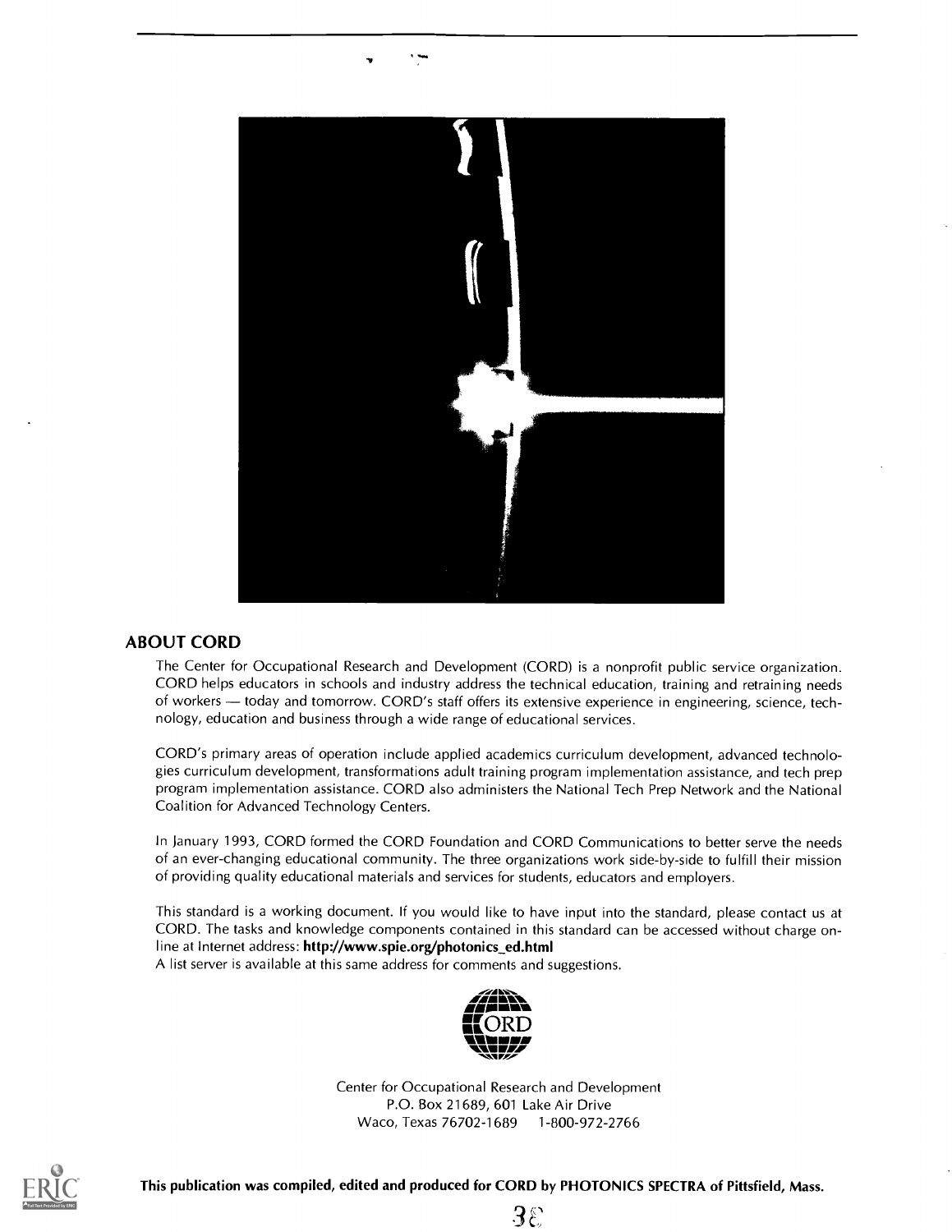## ABOUT CORD

The Center for Occupational Research and Development (CORD) is a nonprofit public service organization. CORD helps educators in schools and industry address the technical education, training and retraining needs of workers — today and tomorrow. CORD's staff offers its extensive experience in engineering, science, technology, education and business through a wide range of educational services.

CORD's primary areas of operation include applied academics curriculum development, advanced technologies curriculum development, transformations adult training program implementation assistance, and tech prep program implementation assistance. CORD also administers the National Tech Prep Network and the National Coalition for Advanced Technology Centers.

In January 1993, CORD formed the CORD Foundation and CORD Communications to better serve the needs of an ever-changing educational community. The three organizations work side-by-side to fulfill their mission of providing quality educational materials and services for students, educators and employers.

This standard is a working document. If you would like to have input into the standard, please contact us at CORD. The tasks and knowledge components contained in this standard can be accessed without charge online at Internet address: **http://www.spie.org/photonics_ed.html**
A list server is available at this same address for comments and suggestions.

Center for Occupational Research and Development
P.O. Box 21689, 601 Lake Air Drive
Waco, Texas 76702-1689 1-800-972-2766

**This publication was compiled, edited and produced for CORD by PHOTONICS SPECTRA of Pittsfield, Mass.**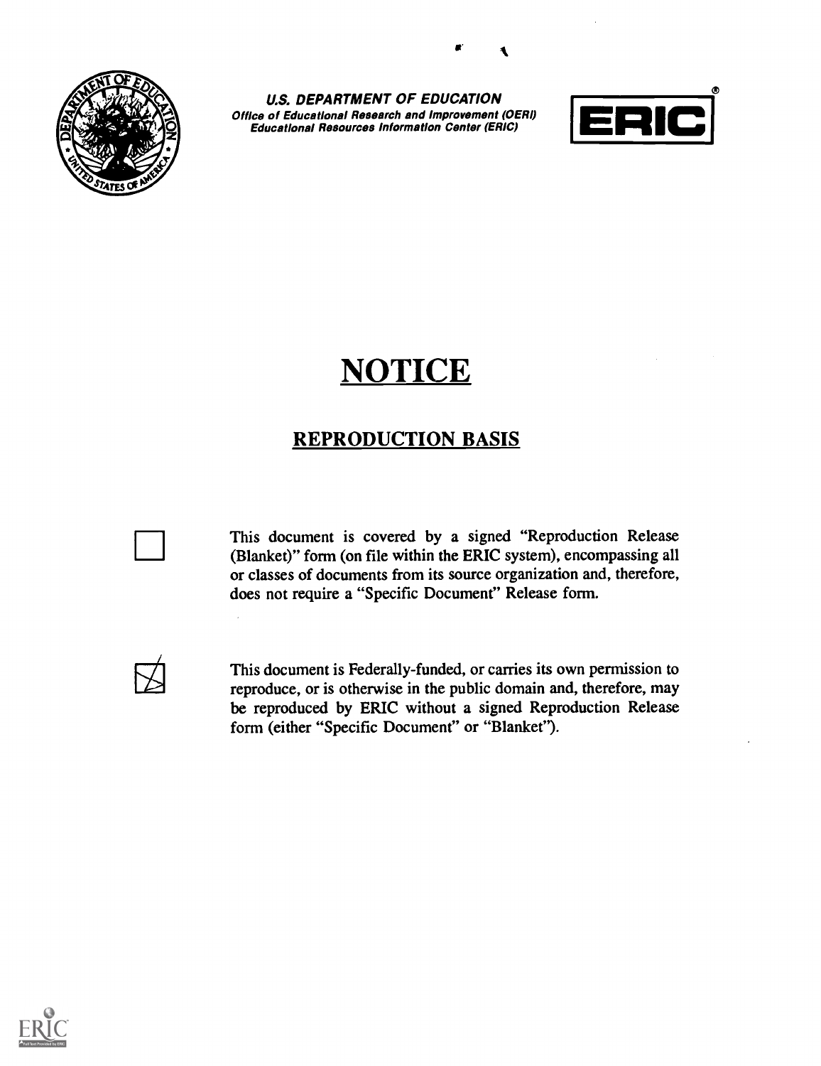U.S. DEPARTMENT OF EDUCATION
Office of Educational Research and Improvement (OERI)
Educational Resources Information Center (ERIC)

ERIC®

# NOTICE

## REPRODUCTION BASIS

☐ This document is covered by a signed "Reproduction Release (Blanket)" form (on file within the ERIC system), encompassing all or classes of documents from its source organization and, therefore, does not require a "Specific Document" Release form.

☒ This document is Federally-funded, or carries its own permission to reproduce, or is otherwise in the public domain and, therefore, may be reproduced by ERIC without a signed Reproduction Release form (either "Specific Document" or "Blanket").